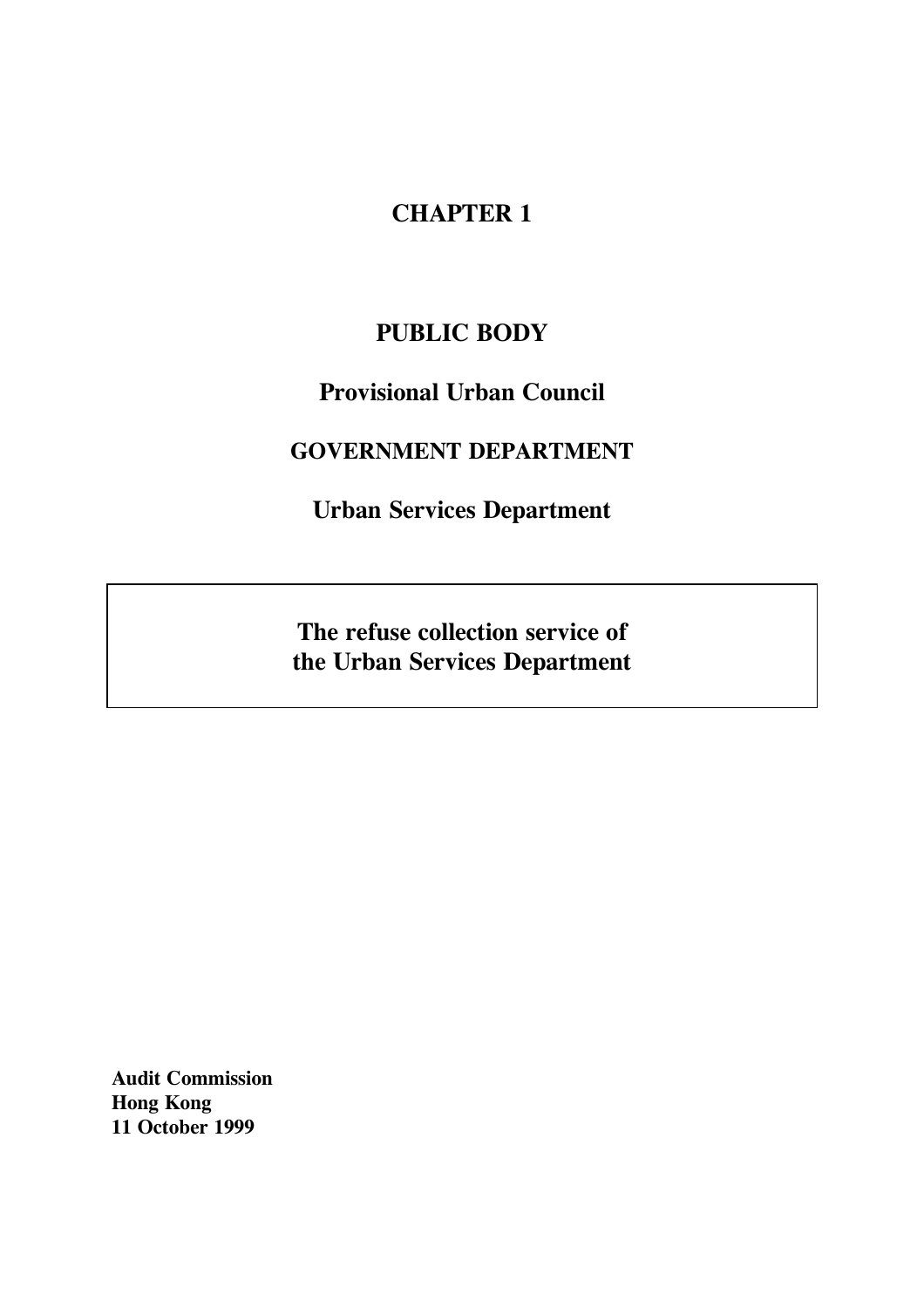# CHAPTER 1

## PUBLIC BODY

### Provisional Urban Council

## GOVERNMENT DEPARTMENT

### Urban Services Department

**The refuse collection service of the Urban Services Department**

**Audit Commission**
**Hong Kong**
**11 October 1999**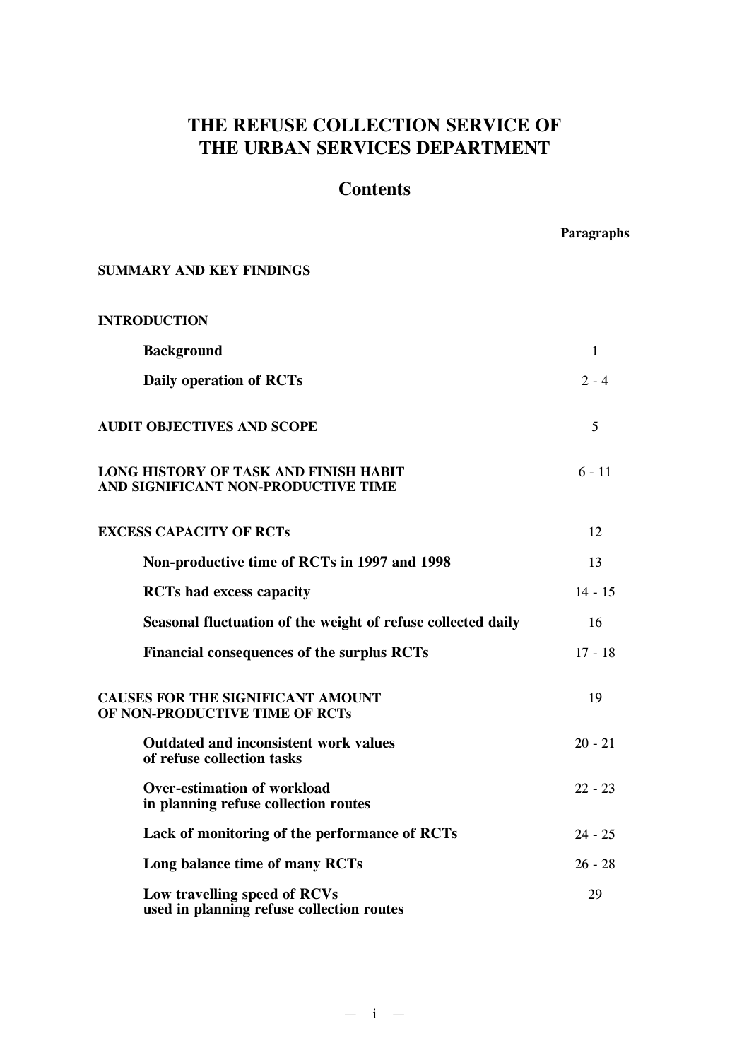# THE REFUSE COLLECTION SERVICE OF THE URBAN SERVICES DEPARTMENT

## Contents

| | Paragraphs |
|---|---|
| **SUMMARY AND KEY FINDINGS** | |
| **INTRODUCTION** | |
| **Background** | 1 |
| **Daily operation of RCTs** | 2 - 4 |
| **AUDIT OBJECTIVES AND SCOPE** | 5 |
| **LONG HISTORY OF TASK AND FINISH HABIT AND SIGNIFICANT NON-PRODUCTIVE TIME** | 6 - 11 |
| **EXCESS CAPACITY OF RCTs** | 12 |
| **Non-productive time of RCTs in 1997 and 1998** | 13 |
| **RCTs had excess capacity** | 14 - 15 |
| **Seasonal fluctuation of the weight of refuse collected daily** | 16 |
| **Financial consequences of the surplus RCTs** | 17 - 18 |
| **CAUSES FOR THE SIGNIFICANT AMOUNT OF NON-PRODUCTIVE TIME OF RCTs** | 19 |
| **Outdated and inconsistent work values of refuse collection tasks** | 20 - 21 |
| **Over-estimation of workload in planning refuse collection routes** | 22 - 23 |
| **Lack of monitoring of the performance of RCTs** | 24 - 25 |
| **Long balance time of many RCTs** | 26 - 28 |
| **Low travelling speed of RCVs used in planning refuse collection routes** | 29 |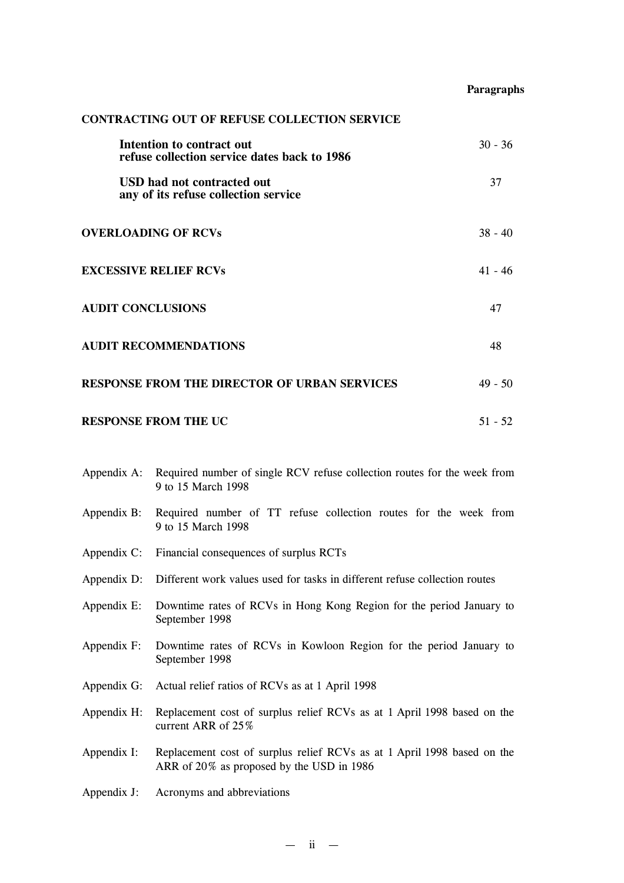| | Paragraphs |
|---|---|
| **CONTRACTING OUT OF REFUSE COLLECTION SERVICE** | |
| **Intention to contract out refuse collection service dates back to 1986** | 30 - 36 |
| **USD had not contracted out any of its refuse collection service** | 37 |
| **OVERLOADING OF RCVs** | 38 - 40 |
| **EXCESSIVE RELIEF RCVs** | 41 - 46 |
| **AUDIT CONCLUSIONS** | 47 |
| **AUDIT RECOMMENDATIONS** | 48 |
| **RESPONSE FROM THE DIRECTOR OF URBAN SERVICES** | 49 - 50 |
| **RESPONSE FROM THE UC** | 51 - 52 |

Appendix A: Required number of single RCV refuse collection routes for the week from 9 to 15 March 1998

Appendix B: Required number of TT refuse collection routes for the week from 9 to 15 March 1998

Appendix C: Financial consequences of surplus RCTs

Appendix D: Different work values used for tasks in different refuse collection routes

Appendix E: Downtime rates of RCVs in Hong Kong Region for the period January to September 1998

Appendix F: Downtime rates of RCVs in Kowloon Region for the period January to September 1998

Appendix G: Actual relief ratios of RCVs as at 1 April 1998

Appendix H: Replacement cost of surplus relief RCVs as at 1 April 1998 based on the current ARR of 25%

Appendix I: Replacement cost of surplus relief RCVs as at 1 April 1998 based on the ARR of 20% as proposed by the USD in 1986

Appendix J: Acronyms and abbreviations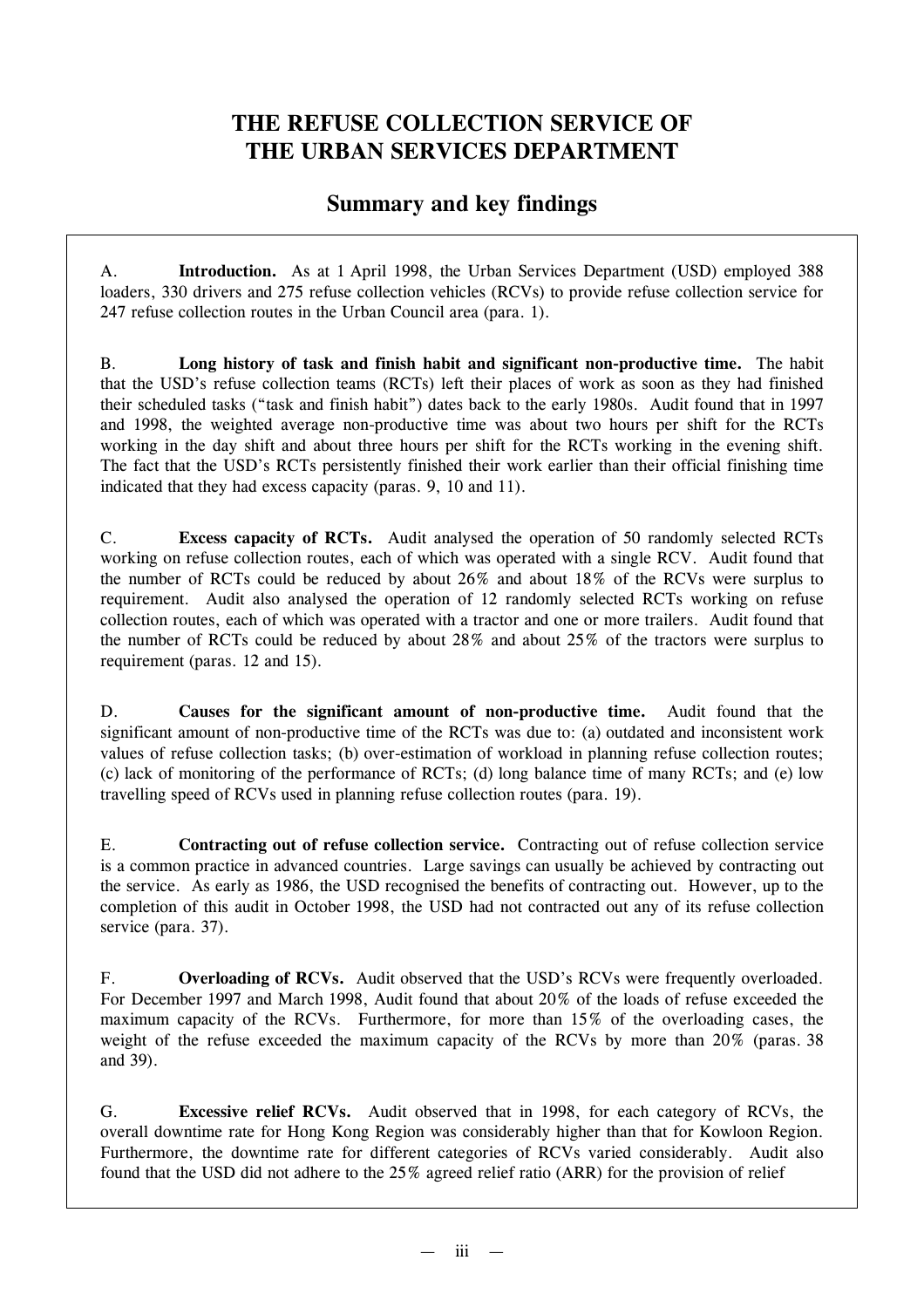# THE REFUSE COLLECTION SERVICE OF THE URBAN SERVICES DEPARTMENT

## Summary and key findings

A. **Introduction.** As at 1 April 1998, the Urban Services Department (USD) employed 388 loaders, 330 drivers and 275 refuse collection vehicles (RCVs) to provide refuse collection service for 247 refuse collection routes in the Urban Council area (para. 1).

B. **Long history of task and finish habit and significant non-productive time.** The habit that the USD's refuse collection teams (RCTs) left their places of work as soon as they had finished their scheduled tasks ("task and finish habit") dates back to the early 1980s. Audit found that in 1997 and 1998, the weighted average non-productive time was about two hours per shift for the RCTs working in the day shift and about three hours per shift for the RCTs working in the evening shift. The fact that the USD's RCTs persistently finished their work earlier than their official finishing time indicated that they had excess capacity (paras. 9, 10 and 11).

C. **Excess capacity of RCTs.** Audit analysed the operation of 50 randomly selected RCTs working on refuse collection routes, each of which was operated with a single RCV. Audit found that the number of RCTs could be reduced by about 26% and about 18% of the RCVs were surplus to requirement. Audit also analysed the operation of 12 randomly selected RCTs working on refuse collection routes, each of which was operated with a tractor and one or more trailers. Audit found that the number of RCTs could be reduced by about 28% and about 25% of the tractors were surplus to requirement (paras. 12 and 15).

D. **Causes for the significant amount of non-productive time.** Audit found that the significant amount of non-productive time of the RCTs was due to: (a) outdated and inconsistent work values of refuse collection tasks; (b) over-estimation of workload in planning refuse collection routes; (c) lack of monitoring of the performance of RCTs; (d) long balance time of many RCTs; and (e) low travelling speed of RCVs used in planning refuse collection routes (para. 19).

E. **Contracting out of refuse collection service.** Contracting out of refuse collection service is a common practice in advanced countries. Large savings can usually be achieved by contracting out the service. As early as 1986, the USD recognised the benefits of contracting out. However, up to the completion of this audit in October 1998, the USD had not contracted out any of its refuse collection service (para. 37).

F. **Overloading of RCVs.** Audit observed that the USD's RCVs were frequently overloaded. For December 1997 and March 1998, Audit found that about 20% of the loads of refuse exceeded the maximum capacity of the RCVs. Furthermore, for more than 15% of the overloading cases, the weight of the refuse exceeded the maximum capacity of the RCVs by more than 20% (paras. 38 and 39).

G. **Excessive relief RCVs.** Audit observed that in 1998, for each category of RCVs, the overall downtime rate for Hong Kong Region was considerably higher than that for Kowloon Region. Furthermore, the downtime rate for different categories of RCVs varied considerably. Audit also found that the USD did not adhere to the 25% agreed relief ratio (ARR) for the provision of relief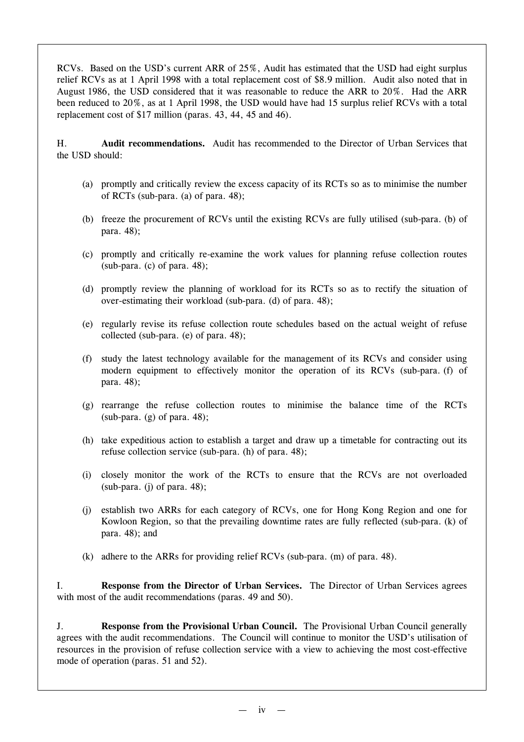RCVs. Based on the USD's current ARR of 25%, Audit has estimated that the USD had eight surplus relief RCVs as at 1 April 1998 with a total replacement cost of $8.9 million. Audit also noted that in August 1986, the USD considered that it was reasonable to reduce the ARR to 20%. Had the ARR been reduced to 20%, as at 1 April 1998, the USD would have had 15 surplus relief RCVs with a total replacement cost of $17 million (paras. 43, 44, 45 and 46).

H. **Audit recommendations.** Audit has recommended to the Director of Urban Services that the USD should:

(a) promptly and critically review the excess capacity of its RCTs so as to minimise the number of RCTs (sub-para. (a) of para. 48);

(b) freeze the procurement of RCVs until the existing RCVs are fully utilised (sub-para. (b) of para. 48);

(c) promptly and critically re-examine the work values for planning refuse collection routes (sub-para. (c) of para. 48);

(d) promptly review the planning of workload for its RCTs so as to rectify the situation of over-estimating their workload (sub-para. (d) of para. 48);

(e) regularly revise its refuse collection route schedules based on the actual weight of refuse collected (sub-para. (e) of para. 48);

(f) study the latest technology available for the management of its RCVs and consider using modern equipment to effectively monitor the operation of its RCVs (sub-para. (f) of para. 48);

(g) rearrange the refuse collection routes to minimise the balance time of the RCTs (sub-para. (g) of para. 48);

(h) take expeditious action to establish a target and draw up a timetable for contracting out its refuse collection service (sub-para. (h) of para. 48);

(i) closely monitor the work of the RCTs to ensure that the RCVs are not overloaded (sub-para. (j) of para. 48);

(j) establish two ARRs for each category of RCVs, one for Hong Kong Region and one for Kowloon Region, so that the prevailing downtime rates are fully reflected (sub-para. (k) of para. 48); and

(k) adhere to the ARRs for providing relief RCVs (sub-para. (m) of para. 48).

I. **Response from the Director of Urban Services.** The Director of Urban Services agrees with most of the audit recommendations (paras. 49 and 50).

J. **Response from the Provisional Urban Council.** The Provisional Urban Council generally agrees with the audit recommendations. The Council will continue to monitor the USD's utilisation of resources in the provision of refuse collection service with a view to achieving the most cost-effective mode of operation (paras. 51 and 52).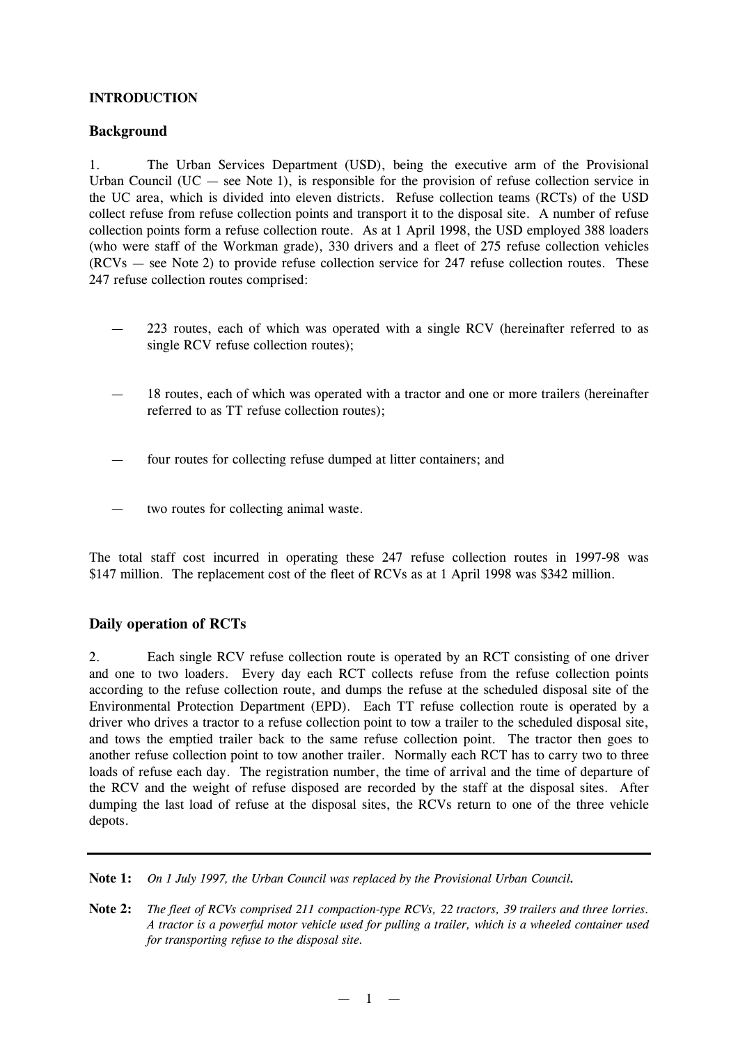**INTRODUCTION**

## Background

1. The Urban Services Department (USD), being the executive arm of the Provisional Urban Council (UC — see Note 1), is responsible for the provision of refuse collection service in the UC area, which is divided into eleven districts. Refuse collection teams (RCTs) of the USD collect refuse from refuse collection points and transport it to the disposal site. A number of refuse collection points form a refuse collection route. As at 1 April 1998, the USD employed 388 loaders (who were staff of the Workman grade), 330 drivers and a fleet of 275 refuse collection vehicles (RCVs — see Note 2) to provide refuse collection service for 247 refuse collection routes. These 247 refuse collection routes comprised:

- 223 routes, each of which was operated with a single RCV (hereinafter referred to as single RCV refuse collection routes);
- 18 routes, each of which was operated with a tractor and one or more trailers (hereinafter referred to as TT refuse collection routes);
- four routes for collecting refuse dumped at litter containers; and
- two routes for collecting animal waste.

The total staff cost incurred in operating these 247 refuse collection routes in 1997-98 was $147 million. The replacement cost of the fleet of RCVs as at 1 April 1998 was $342 million.

## Daily operation of RCTs

2. Each single RCV refuse collection route is operated by an RCT consisting of one driver and one to two loaders. Every day each RCT collects refuse from the refuse collection points according to the refuse collection route, and dumps the refuse at the scheduled disposal site of the Environmental Protection Department (EPD). Each TT refuse collection route is operated by a driver who drives a tractor to a refuse collection point to tow a trailer to the scheduled disposal site, and tows the emptied trailer back to the same refuse collection point. The tractor then goes to another refuse collection point to tow another trailer. Normally each RCT has to carry two to three loads of refuse each day. The registration number, the time of arrival and the time of departure of the RCV and the weight of refuse disposed are recorded by the staff at the disposal sites. After dumping the last load of refuse at the disposal sites, the RCVs return to one of the three vehicle depots.

---

**Note 1:** *On 1 July 1997, the Urban Council was replaced by the Provisional Urban Council.*

**Note 2:** *The fleet of RCVs comprised 211 compaction-type RCVs, 22 tractors, 39 trailers and three lorries. A tractor is a powerful motor vehicle used for pulling a trailer, which is a wheeled container used for transporting refuse to the disposal site.*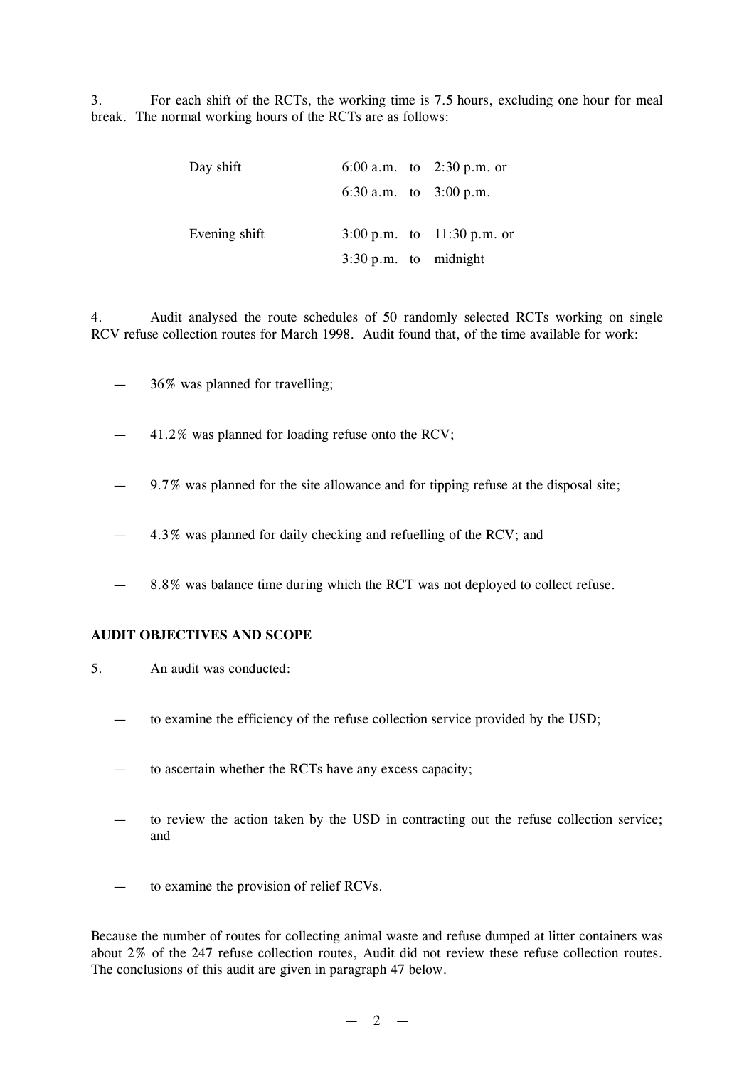3. For each shift of the RCTs, the working time is 7.5 hours, excluding one hour for meal break. The normal working hours of the RCTs are as follows:

| | |
|---|---|
| Day shift | 6:00 a.m. to 2:30 p.m. or |
| | 6:30 a.m. to 3:00 p.m. |
| Evening shift | 3:00 p.m. to 11:30 p.m. or |
| | 3:30 p.m. to midnight |

4. Audit analysed the route schedules of 50 randomly selected RCTs working on single RCV refuse collection routes for March 1998. Audit found that, of the time available for work:

— 36% was planned for travelling;

— 41.2% was planned for loading refuse onto the RCV;

— 9.7% was planned for the site allowance and for tipping refuse at the disposal site;

— 4.3% was planned for daily checking and refuelling of the RCV; and

— 8.8% was balance time during which the RCT was not deployed to collect refuse.

**AUDIT OBJECTIVES AND SCOPE**

5. An audit was conducted:

— to examine the efficiency of the refuse collection service provided by the USD;

— to ascertain whether the RCTs have any excess capacity;

— to review the action taken by the USD in contracting out the refuse collection service; and

— to examine the provision of relief RCVs.

Because the number of routes for collecting animal waste and refuse dumped at litter containers was about 2% of the 247 refuse collection routes, Audit did not review these refuse collection routes. The conclusions of this audit are given in paragraph 47 below.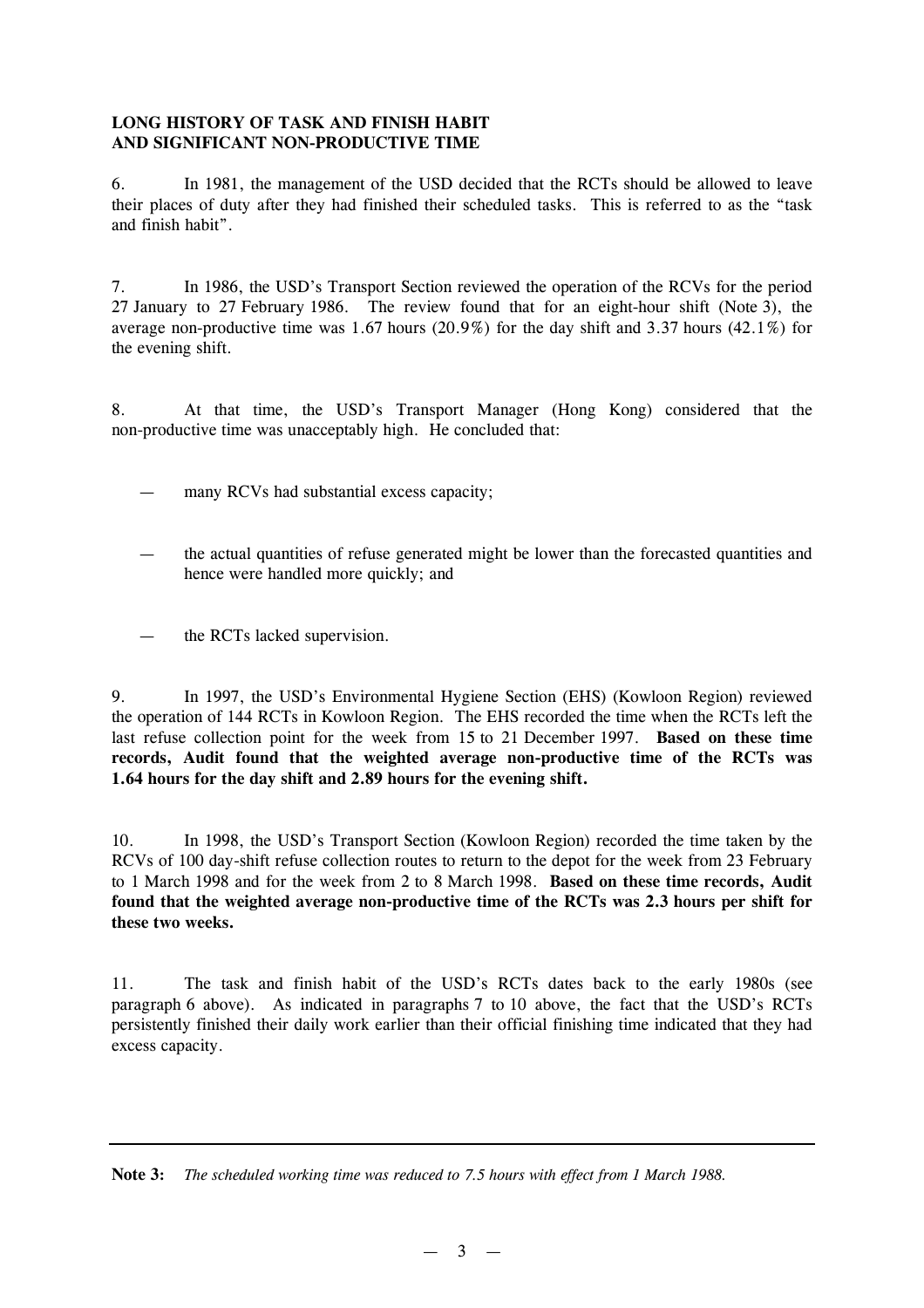## LONG HISTORY OF TASK AND FINISH HABIT AND SIGNIFICANT NON-PRODUCTIVE TIME

6. In 1981, the management of the USD decided that the RCTs should be allowed to leave their places of duty after they had finished their scheduled tasks. This is referred to as the "task and finish habit".

7. In 1986, the USD's Transport Section reviewed the operation of the RCVs for the period 27 January to 27 February 1986. The review found that for an eight-hour shift (Note 3), the average non-productive time was 1.67 hours (20.9%) for the day shift and 3.37 hours (42.1%) for the evening shift.

8. At that time, the USD's Transport Manager (Hong Kong) considered that the non-productive time was unacceptably high. He concluded that:

- many RCVs had substantial excess capacity;
- the actual quantities of refuse generated might be lower than the forecasted quantities and hence were handled more quickly; and
- the RCTs lacked supervision.

9. In 1997, the USD's Environmental Hygiene Section (EHS) (Kowloon Region) reviewed the operation of 144 RCTs in Kowloon Region. The EHS recorded the time when the RCTs left the last refuse collection point for the week from 15 to 21 December 1997. **Based on these time records, Audit found that the weighted average non-productive time of the RCTs was 1.64 hours for the day shift and 2.89 hours for the evening shift.**

10. In 1998, the USD's Transport Section (Kowloon Region) recorded the time taken by the RCVs of 100 day-shift refuse collection routes to return to the depot for the week from 23 February to 1 March 1998 and for the week from 2 to 8 March 1998. **Based on these time records, Audit found that the weighted average non-productive time of the RCTs was 2.3 hours per shift for these two weeks.**

11. The task and finish habit of the USD's RCTs dates back to the early 1980s (see paragraph 6 above). As indicated in paragraphs 7 to 10 above, the fact that the USD's RCTs persistently finished their daily work earlier than their official finishing time indicated that they had excess capacity.

---

**Note 3:** *The scheduled working time was reduced to 7.5 hours with effect from 1 March 1988.*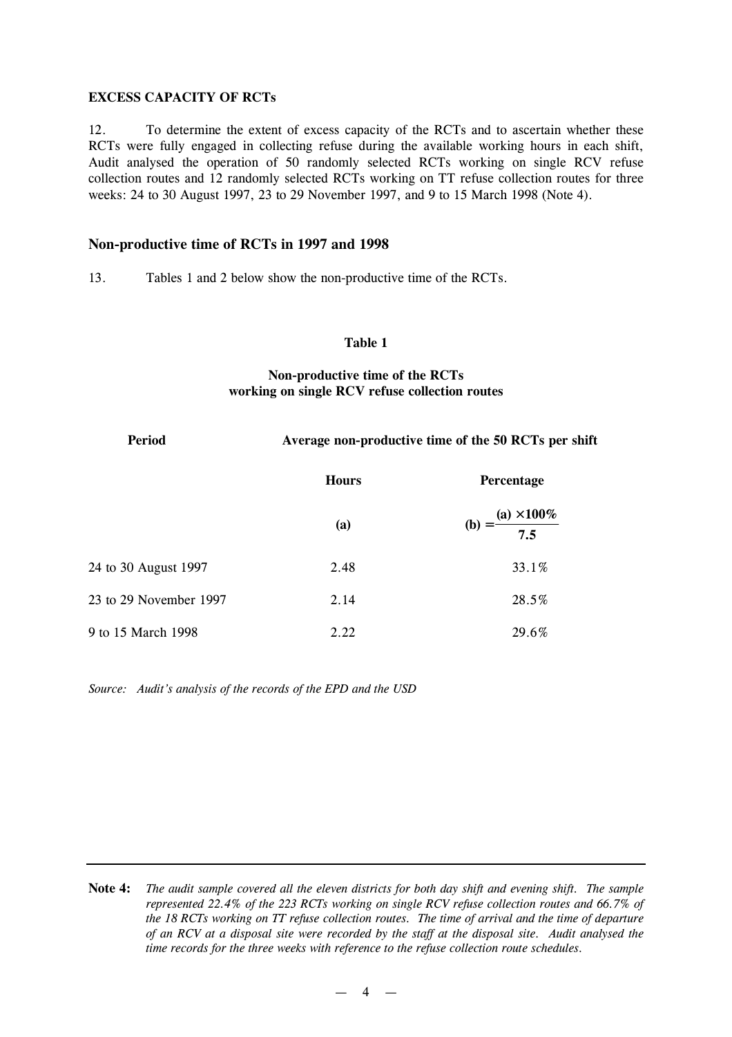**EXCESS CAPACITY OF RCTs**

12. To determine the extent of excess capacity of the RCTs and to ascertain whether these RCTs were fully engaged in collecting refuse during the available working hours in each shift, Audit analysed the operation of 50 randomly selected RCTs working on single RCV refuse collection routes and 12 randomly selected RCTs working on TT refuse collection routes for three weeks: 24 to 30 August 1997, 23 to 29 November 1997, and 9 to 15 March 1998 (Note 4).

## Non-productive time of RCTs in 1997 and 1998

13. Tables 1 and 2 below show the non-productive time of the RCTs.

**Table 1**

**Non-productive time of the RCTs working on single RCV refuse collection routes**

| Period | Average non-productive time of the 50 RCTs per shift | |
|---|---|---|
| | **Hours** | **Percentage** |
| | **(a)** | **(b)** $= \frac{\text{(a)} \times 100\%}{7.5}$ |
| 24 to 30 August 1997 | 2.48 | 33.1% |
| 23 to 29 November 1997 | 2.14 | 28.5% |
| 9 to 15 March 1998 | 2.22 | 29.6% |

*Source: Audit's analysis of the records of the EPD and the USD*

---

**Note 4:** *The audit sample covered all the eleven districts for both day shift and evening shift. The sample represented 22.4% of the 223 RCTs working on single RCV refuse collection routes and 66.7% of the 18 RCTs working on TT refuse collection routes. The time of arrival and the time of departure of an RCV at a disposal site were recorded by the staff at the disposal site. Audit analysed the time records for the three weeks with reference to the refuse collection route schedules.*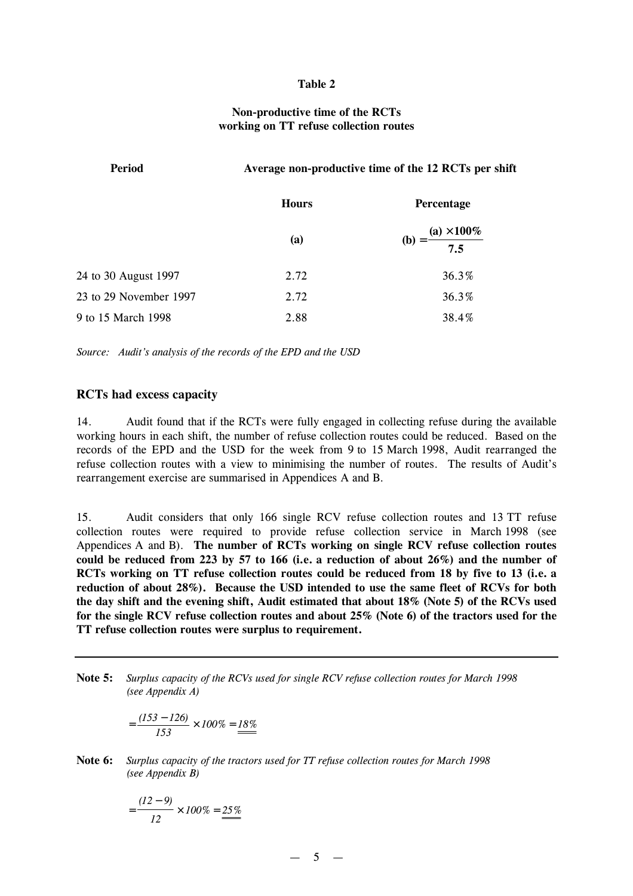**Table 2**

**Non-productive time of the RCTs working on TT refuse collection routes**

| Period | Average non-productive time of the 12 RCTs per shift | |
|---|---|---|
| | **Hours** | **Percentage** |
| | **(a)** | $\textbf{(b)} = \frac{\textbf{(a)} \times \textbf{100\%}}{\textbf{7.5}}$ |
| 24 to 30 August 1997 | 2.72 | 36.3% |
| 23 to 29 November 1997 | 2.72 | 36.3% |
| 9 to 15 March 1998 | 2.88 | 38.4% |

*Source: Audit's analysis of the records of the EPD and the USD*

### RCTs had excess capacity

14. Audit found that if the RCTs were fully engaged in collecting refuse during the available working hours in each shift, the number of refuse collection routes could be reduced. Based on the records of the EPD and the USD for the week from 9 to 15 March 1998, Audit rearranged the refuse collection routes with a view to minimising the number of routes. The results of Audit's rearrangement exercise are summarised in Appendices A and B.

15. Audit considers that only 166 single RCV refuse collection routes and 13 TT refuse collection routes were required to provide refuse collection service in March 1998 (see Appendices A and B). **The number of RCTs working on single RCV refuse collection routes could be reduced from 223 by 57 to 166 (i.e. a reduction of about 26%) and the number of RCTs working on TT refuse collection routes could be reduced from 18 by five to 13 (i.e. a reduction of about 28%). Because the USD intended to use the same fleet of RCVs for both the day shift and the evening shift, Audit estimated that about 18% (Note 5) of the RCVs used for the single RCV refuse collection routes and about 25% (Note 6) of the tractors used for the TT refuse collection routes were surplus to requirement.**

---

**Note 5:** *Surplus capacity of the RCVs used for single RCV refuse collection routes for March 1998 (see Appendix A)*

$$= \frac{(153 - 126)}{153} \times 100\% = \underline{\underline{18\%}}$$

**Note 6:** *Surplus capacity of the tractors used for TT refuse collection routes for March 1998 (see Appendix B)*

$$= \frac{(12 - 9)}{12} \times 100\% = \underline{\underline{25\%}}$$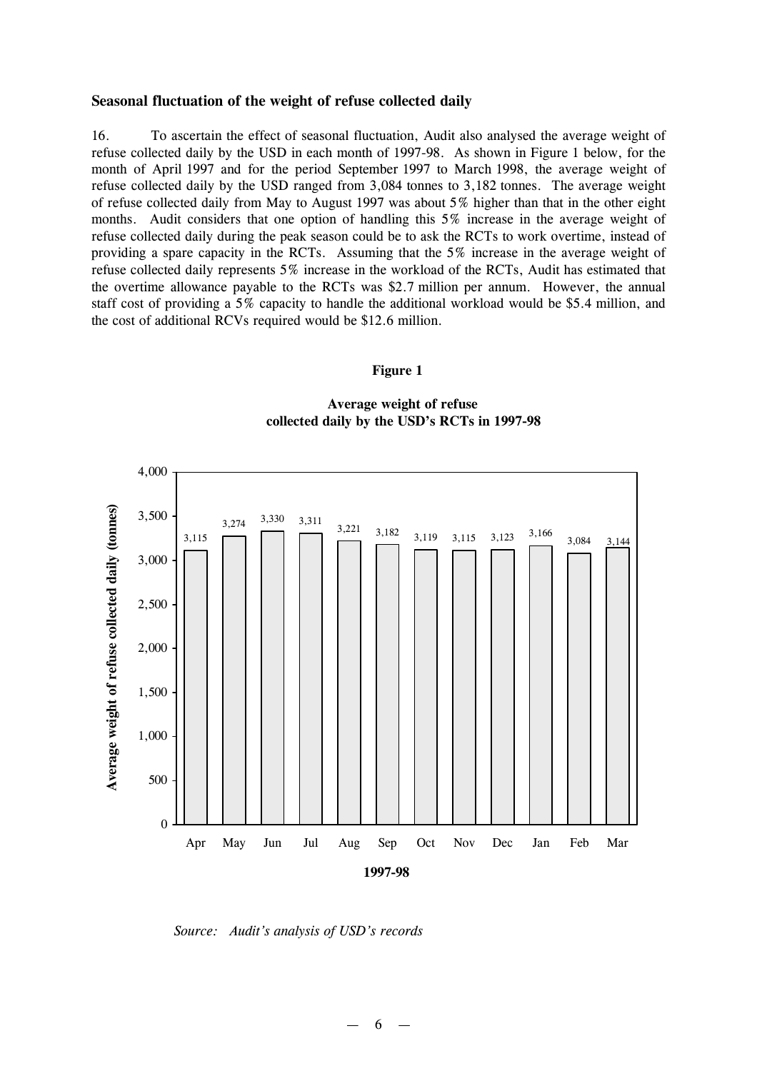### Seasonal fluctuation of the weight of refuse collected daily

16. To ascertain the effect of seasonal fluctuation, Audit also analysed the average weight of refuse collected daily by the USD in each month of 1997-98. As shown in Figure 1 below, for the month of April 1997 and for the period September 1997 to March 1998, the average weight of refuse collected daily by the USD ranged from 3,084 tonnes to 3,182 tonnes. The average weight of refuse collected daily from May to August 1997 was about 5% higher than that in the other eight months. Audit considers that one option of handling this 5% increase in the average weight of refuse collected daily during the peak season could be to ask the RCTs to work overtime, instead of providing a spare capacity in the RCTs. Assuming that the 5% increase in the average weight of refuse collected daily represents 5% increase in the workload of the RCTs, Audit has estimated that the overtime allowance payable to the RCTs was $2.7 million per annum. However, the annual staff cost of providing a 5% capacity to handle the additional workload would be $5.4 million, and the cost of additional RCVs required would be $12.6 million.

**Figure 1**

**Average weight of refuse collected daily by the USD's RCTs in 1997-98**

| Month (1997-98) | Average weight of refuse collected daily (tonnes) |
|---|---|
| Apr | 3,115 |
| May | 3,274 |
| Jun | 3,330 |
| Jul | 3,311 |
| Aug | 3,221 |
| Sep | 3,182 |
| Oct | 3,119 |
| Nov | 3,115 |
| Dec | 3,123 |
| Jan | 3,166 |
| Feb | 3,084 |
| Mar | 3,144 |

*Source: Audit's analysis of USD's records*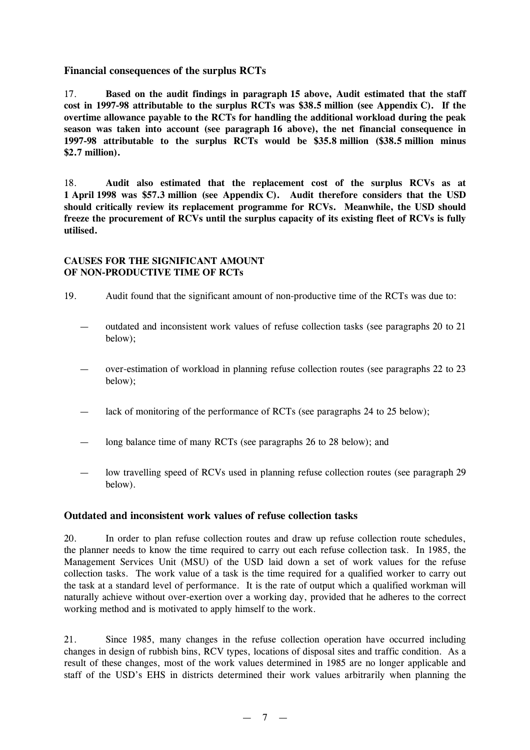### Financial consequences of the surplus RCTs

17. **Based on the audit findings in paragraph 15 above, Audit estimated that the staff cost in 1997-98 attributable to the surplus RCTs was $38.5 million (see Appendix C). If the overtime allowance payable to the RCTs for handling the additional workload during the peak season was taken into account (see paragraph 16 above), the net financial consequence in 1997-98 attributable to the surplus RCTs would be $35.8 million ($38.5 million minus $2.7 million).**

18. **Audit also estimated that the replacement cost of the surplus RCVs as at 1 April 1998 was $57.3 million (see Appendix C). Audit therefore considers that the USD should critically review its replacement programme for RCVs. Meanwhile, the USD should freeze the procurement of RCVs until the surplus capacity of its existing fleet of RCVs is fully utilised.**

## CAUSES FOR THE SIGNIFICANT AMOUNT OF NON-PRODUCTIVE TIME OF RCTs

19. Audit found that the significant amount of non-productive time of the RCTs was due to:

— outdated and inconsistent work values of refuse collection tasks (see paragraphs 20 to 21 below);

— over-estimation of workload in planning refuse collection routes (see paragraphs 22 to 23 below);

— lack of monitoring of the performance of RCTs (see paragraphs 24 to 25 below);

— long balance time of many RCTs (see paragraphs 26 to 28 below); and

— low travelling speed of RCVs used in planning refuse collection routes (see paragraph 29 below).

### Outdated and inconsistent work values of refuse collection tasks

20. In order to plan refuse collection routes and draw up refuse collection route schedules, the planner needs to know the time required to carry out each refuse collection task. In 1985, the Management Services Unit (MSU) of the USD laid down a set of work values for the refuse collection tasks. The work value of a task is the time required for a qualified worker to carry out the task at a standard level of performance. It is the rate of output which a qualified workman will naturally achieve without over-exertion over a working day, provided that he adheres to the correct working method and is motivated to apply himself to the work.

21. Since 1985, many changes in the refuse collection operation have occurred including changes in design of rubbish bins, RCV types, locations of disposal sites and traffic condition. As a result of these changes, most of the work values determined in 1985 are no longer applicable and staff of the USD's EHS in districts determined their work values arbitrarily when planning the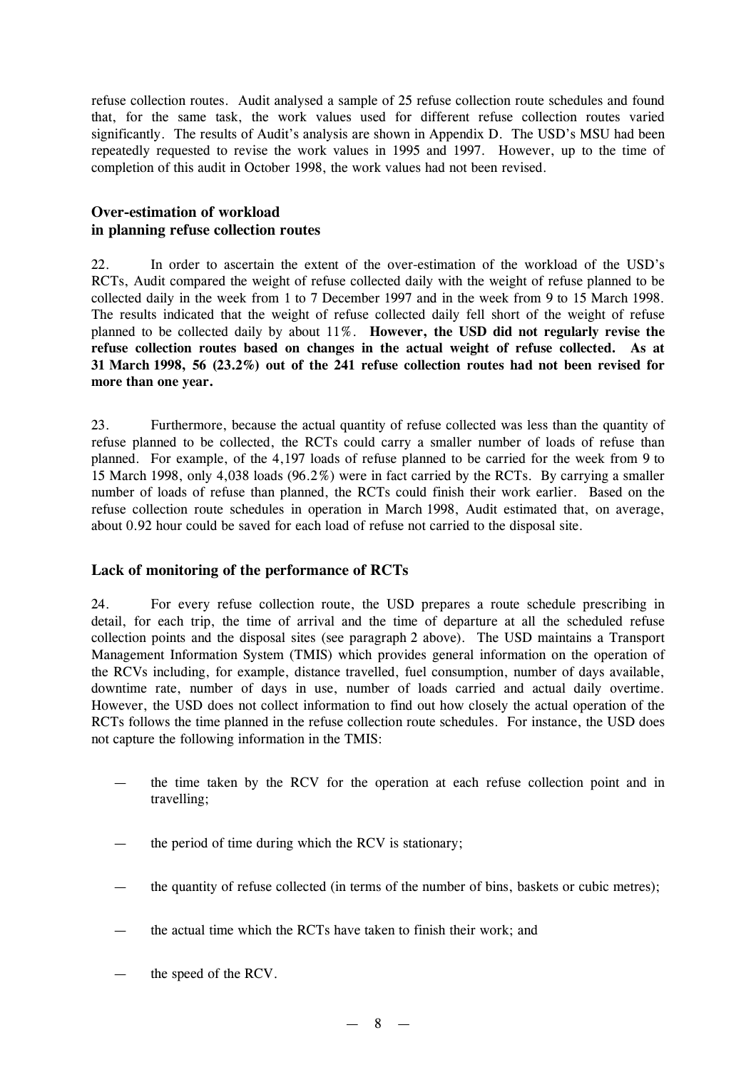refuse collection routes. Audit analysed a sample of 25 refuse collection route schedules and found that, for the same task, the work values used for different refuse collection routes varied significantly. The results of Audit's analysis are shown in Appendix D. The USD's MSU had been repeatedly requested to revise the work values in 1995 and 1997. However, up to the time of completion of this audit in October 1998, the work values had not been revised.

### Over-estimation of workload in planning refuse collection routes

22. In order to ascertain the extent of the over-estimation of the workload of the USD's RCTs, Audit compared the weight of refuse collected daily with the weight of refuse planned to be collected daily in the week from 1 to 7 December 1997 and in the week from 9 to 15 March 1998. The results indicated that the weight of refuse collected daily fell short of the weight of refuse planned to be collected daily by about 11%. **However, the USD did not regularly revise the refuse collection routes based on changes in the actual weight of refuse collected. As at 31 March 1998, 56 (23.2%) out of the 241 refuse collection routes had not been revised for more than one year.**

23. Furthermore, because the actual quantity of refuse collected was less than the quantity of refuse planned to be collected, the RCTs could carry a smaller number of loads of refuse than planned. For example, of the 4,197 loads of refuse planned to be carried for the week from 9 to 15 March 1998, only 4,038 loads (96.2%) were in fact carried by the RCTs. By carrying a smaller number of loads of refuse than planned, the RCTs could finish their work earlier. Based on the refuse collection route schedules in operation in March 1998, Audit estimated that, on average, about 0.92 hour could be saved for each load of refuse not carried to the disposal site.

### Lack of monitoring of the performance of RCTs

24. For every refuse collection route, the USD prepares a route schedule prescribing in detail, for each trip, the time of arrival and the time of departure at all the scheduled refuse collection points and the disposal sites (see paragraph 2 above). The USD maintains a Transport Management Information System (TMIS) which provides general information on the operation of the RCVs including, for example, distance travelled, fuel consumption, number of days available, downtime rate, number of days in use, number of loads carried and actual daily overtime. However, the USD does not collect information to find out how closely the actual operation of the RCTs follows the time planned in the refuse collection route schedules. For instance, the USD does not capture the following information in the TMIS:

- the time taken by the RCV for the operation at each refuse collection point and in travelling;
- the period of time during which the RCV is stationary;
- the quantity of refuse collected (in terms of the number of bins, baskets or cubic metres);
- the actual time which the RCTs have taken to finish their work; and
- the speed of the RCV.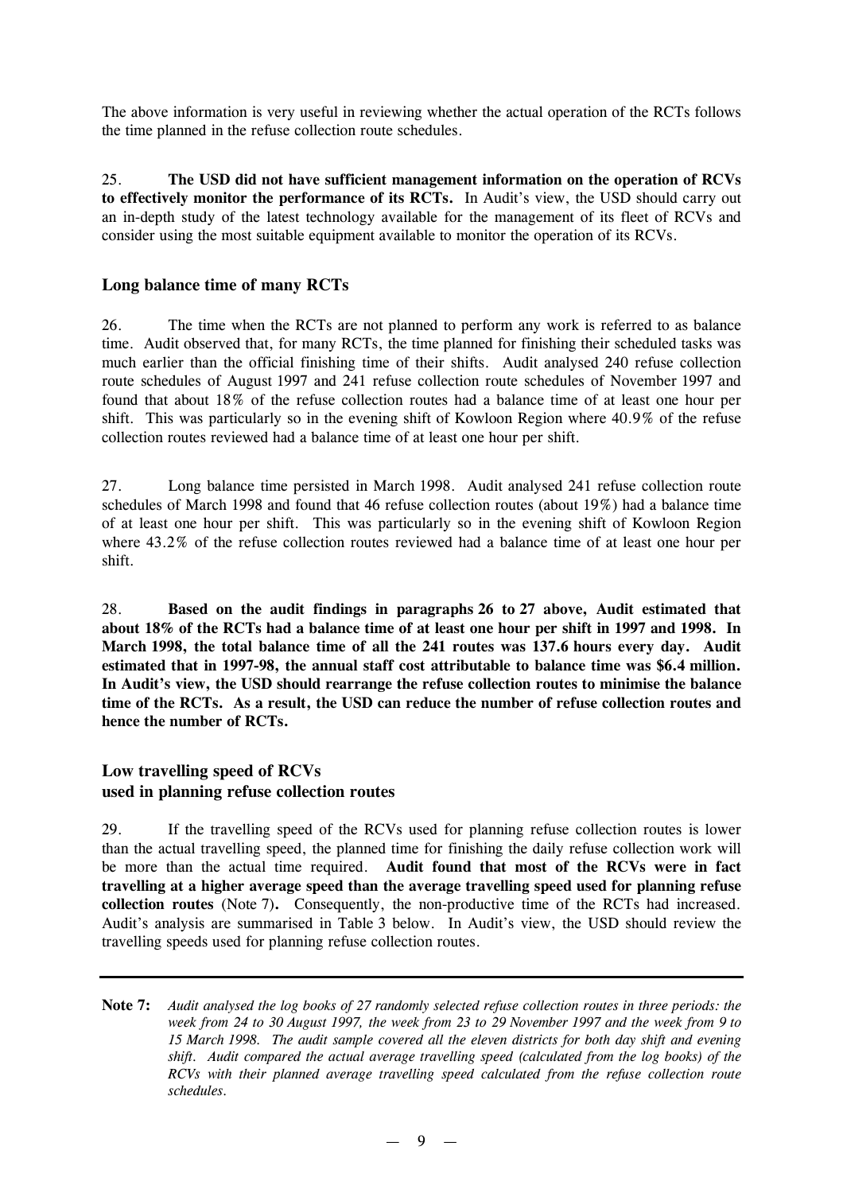The above information is very useful in reviewing whether the actual operation of the RCTs follows the time planned in the refuse collection route schedules.

25. **The USD did not have sufficient management information on the operation of RCVs to effectively monitor the performance of its RCTs.** In Audit's view, the USD should carry out an in-depth study of the latest technology available for the management of its fleet of RCVs and consider using the most suitable equipment available to monitor the operation of its RCVs.

### Long balance time of many RCTs

26. The time when the RCTs are not planned to perform any work is referred to as balance time. Audit observed that, for many RCTs, the time planned for finishing their scheduled tasks was much earlier than the official finishing time of their shifts. Audit analysed 240 refuse collection route schedules of August 1997 and 241 refuse collection route schedules of November 1997 and found that about 18% of the refuse collection routes had a balance time of at least one hour per shift. This was particularly so in the evening shift of Kowloon Region where 40.9% of the refuse collection routes reviewed had a balance time of at least one hour per shift.

27. Long balance time persisted in March 1998. Audit analysed 241 refuse collection route schedules of March 1998 and found that 46 refuse collection routes (about 19%) had a balance time of at least one hour per shift. This was particularly so in the evening shift of Kowloon Region where 43.2% of the refuse collection routes reviewed had a balance time of at least one hour per shift.

28. **Based on the audit findings in paragraphs 26 to 27 above, Audit estimated that about 18% of the RCTs had a balance time of at least one hour per shift in 1997 and 1998. In March 1998, the total balance time of all the 241 routes was 137.6 hours every day. Audit estimated that in 1997-98, the annual staff cost attributable to balance time was $6.4 million. In Audit's view, the USD should rearrange the refuse collection routes to minimise the balance time of the RCTs. As a result, the USD can reduce the number of refuse collection routes and hence the number of RCTs.**

### Low travelling speed of RCVs used in planning refuse collection routes

29. If the travelling speed of the RCVs used for planning refuse collection routes is lower than the actual travelling speed, the planned time for finishing the daily refuse collection work will be more than the actual time required. **Audit found that most of the RCVs were in fact travelling at a higher average speed than the average travelling speed used for planning refuse collection routes** (Note 7)**.** Consequently, the non-productive time of the RCTs had increased. Audit's analysis are summarised in Table 3 below. In Audit's view, the USD should review the travelling speeds used for planning refuse collection routes.

---

**Note 7:** *Audit analysed the log books of 27 randomly selected refuse collection routes in three periods: the week from 24 to 30 August 1997, the week from 23 to 29 November 1997 and the week from 9 to 15 March 1998. The audit sample covered all the eleven districts for both day shift and evening shift. Audit compared the actual average travelling speed (calculated from the log books) of the RCVs with their planned average travelling speed calculated from the refuse collection route schedules.*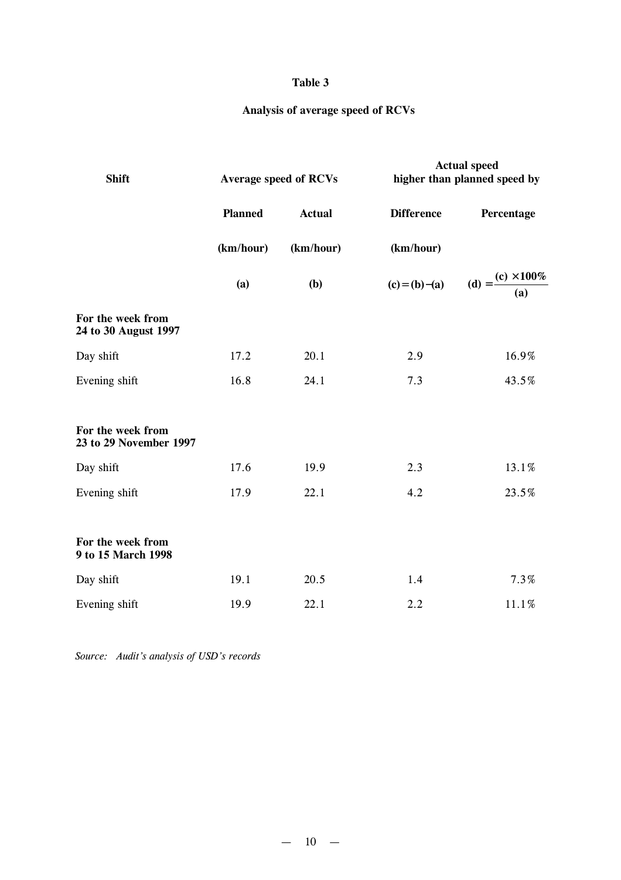### Table 3

### Analysis of average speed of RCVs

| Shift | Average speed of RCVs | | Actual speed higher than planned speed by | |
|---|---|---|---|---|
| | Planned | Actual | Difference | Percentage |
| | (km/hour) | (km/hour) | (km/hour) | |
| | (a) | (b) | (c) = (b) − (a) | $(d) = \frac{(c) \times 100\%}{(a)}$ |
| **For the week from 24 to 30 August 1997** | | | | |
| Day shift | 17.2 | 20.1 | 2.9 | 16.9% |
| Evening shift | 16.8 | 24.1 | 7.3 | 43.5% |
| **For the week from 23 to 29 November 1997** | | | | |
| Day shift | 17.6 | 19.9 | 2.3 | 13.1% |
| Evening shift | 17.9 | 22.1 | 4.2 | 23.5% |
| **For the week from 9 to 15 March 1998** | | | | |
| Day shift | 19.1 | 20.5 | 1.4 | 7.3% |
| Evening shift | 19.9 | 22.1 | 2.2 | 11.1% |

*Source: Audit's analysis of USD's records*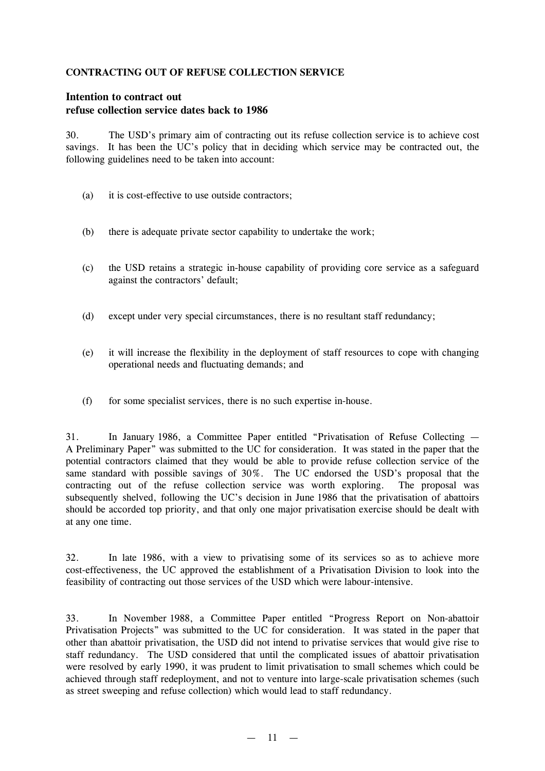**CONTRACTING OUT OF REFUSE COLLECTION SERVICE**

### Intention to contract out refuse collection service dates back to 1986

30. The USD's primary aim of contracting out its refuse collection service is to achieve cost savings. It has been the UC's policy that in deciding which service may be contracted out, the following guidelines need to be taken into account:

(a) it is cost-effective to use outside contractors;

(b) there is adequate private sector capability to undertake the work;

(c) the USD retains a strategic in-house capability of providing core service as a safeguard against the contractors' default;

(d) except under very special circumstances, there is no resultant staff redundancy;

(e) it will increase the flexibility in the deployment of staff resources to cope with changing operational needs and fluctuating demands; and

(f) for some specialist services, there is no such expertise in-house.

31. In January 1986, a Committee Paper entitled "Privatisation of Refuse Collecting — A Preliminary Paper" was submitted to the UC for consideration. It was stated in the paper that the potential contractors claimed that they would be able to provide refuse collection service of the same standard with possible savings of 30%. The UC endorsed the USD's proposal that the contracting out of the refuse collection service was worth exploring. The proposal was subsequently shelved, following the UC's decision in June 1986 that the privatisation of abattoirs should be accorded top priority, and that only one major privatisation exercise should be dealt with at any one time.

32. In late 1986, with a view to privatising some of its services so as to achieve more cost-effectiveness, the UC approved the establishment of a Privatisation Division to look into the feasibility of contracting out those services of the USD which were labour-intensive.

33. In November 1988, a Committee Paper entitled "Progress Report on Non-abattoir Privatisation Projects" was submitted to the UC for consideration. It was stated in the paper that other than abattoir privatisation, the USD did not intend to privatise services that would give rise to staff redundancy. The USD considered that until the complicated issues of abattoir privatisation were resolved by early 1990, it was prudent to limit privatisation to small schemes which could be achieved through staff redeployment, and not to venture into large-scale privatisation schemes (such as street sweeping and refuse collection) which would lead to staff redundancy.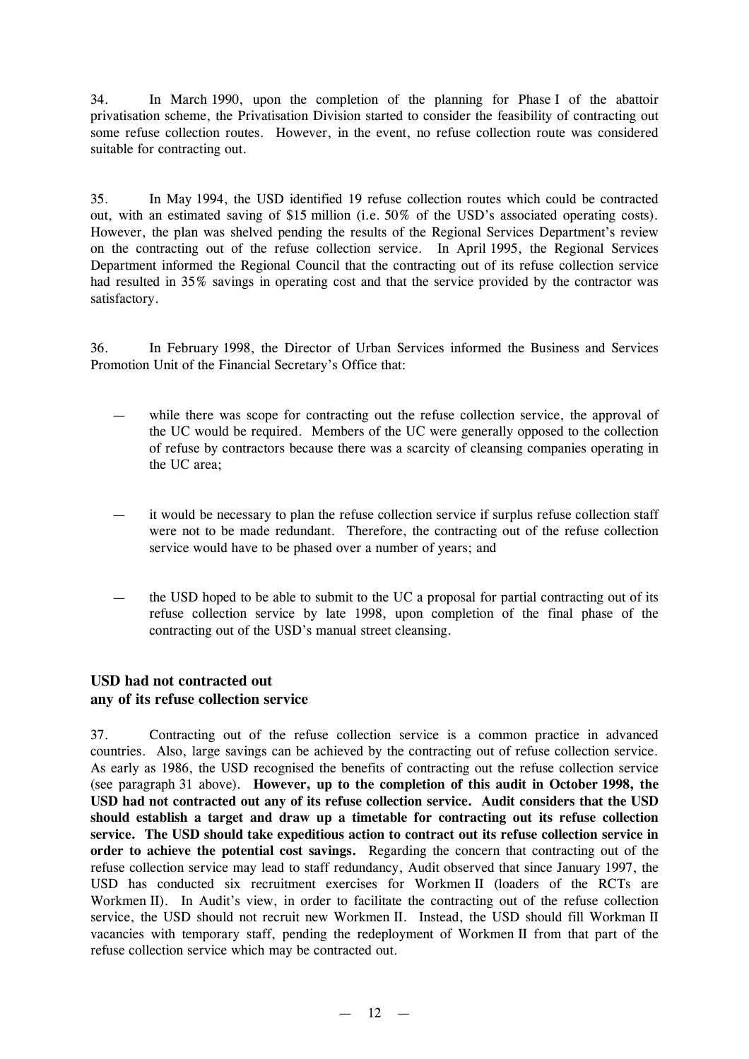34. In March 1990, upon the completion of the planning for Phase I of the abattoir privatisation scheme, the Privatisation Division started to consider the feasibility of contracting out some refuse collection routes. However, in the event, no refuse collection route was considered suitable for contracting out.

35. In May 1994, the USD identified 19 refuse collection routes which could be contracted out, with an estimated saving of $15 million (i.e. 50% of the USD's associated operating costs). However, the plan was shelved pending the results of the Regional Services Department's review on the contracting out of the refuse collection service. In April 1995, the Regional Services Department informed the Regional Council that the contracting out of its refuse collection service had resulted in 35% savings in operating cost and that the service provided by the contractor was satisfactory.

36. In February 1998, the Director of Urban Services informed the Business and Services Promotion Unit of the Financial Secretary's Office that:

- while there was scope for contracting out the refuse collection service, the approval of the UC would be required. Members of the UC were generally opposed to the collection of refuse by contractors because there was a scarcity of cleansing companies operating in the UC area;

- it would be necessary to plan the refuse collection service if surplus refuse collection staff were not to be made redundant. Therefore, the contracting out of the refuse collection service would have to be phased over a number of years; and

- the USD hoped to be able to submit to the UC a proposal for partial contracting out of its refuse collection service by late 1998, upon completion of the final phase of the contracting out of the USD's manual street cleansing.

### USD had not contracted out any of its refuse collection service

37. Contracting out of the refuse collection service is a common practice in advanced countries. Also, large savings can be achieved by the contracting out of refuse collection service. As early as 1986, the USD recognised the benefits of contracting out the refuse collection service (see paragraph 31 above). **However, up to the completion of this audit in October 1998, the USD had not contracted out any of its refuse collection service. Audit considers that the USD should establish a target and draw up a timetable for contracting out its refuse collection service. The USD should take expeditious action to contract out its refuse collection service in order to achieve the potential cost savings.** Regarding the concern that contracting out of the refuse collection service may lead to staff redundancy, Audit observed that since January 1997, the USD has conducted six recruitment exercises for Workmen II (loaders of the RCTs are Workmen II). In Audit's view, in order to facilitate the contracting out of the refuse collection service, the USD should not recruit new Workmen II. Instead, the USD should fill Workman II vacancies with temporary staff, pending the redeployment of Workmen II from that part of the refuse collection service which may be contracted out.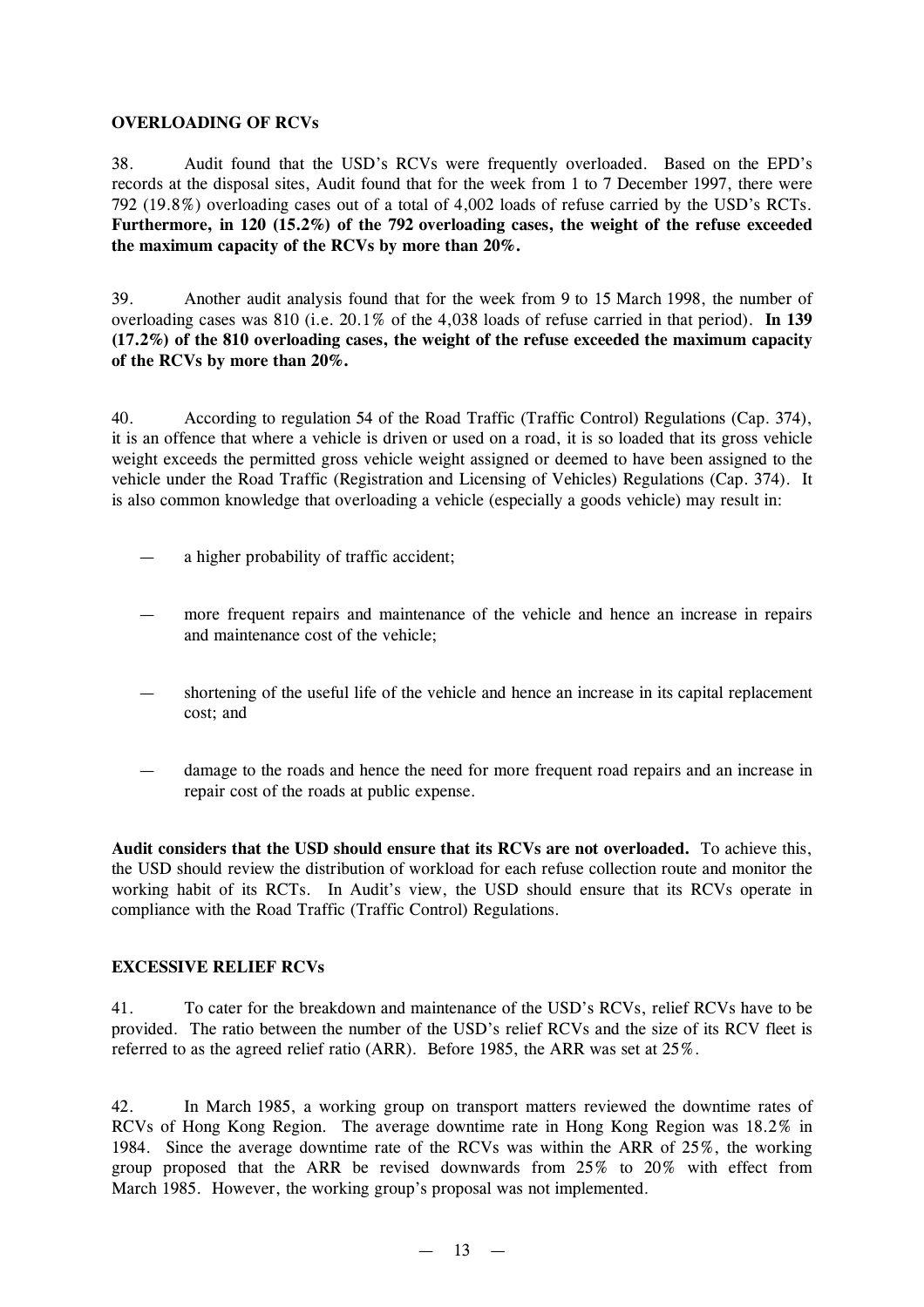## OVERLOADING OF RCVs

38. Audit found that the USD's RCVs were frequently overloaded. Based on the EPD's records at the disposal sites, Audit found that for the week from 1 to 7 December 1997, there were 792 (19.8%) overloading cases out of a total of 4,002 loads of refuse carried by the USD's RCTs. **Furthermore, in 120 (15.2%) of the 792 overloading cases, the weight of the refuse exceeded the maximum capacity of the RCVs by more than 20%.**

39. Another audit analysis found that for the week from 9 to 15 March 1998, the number of overloading cases was 810 (i.e. 20.1% of the 4,038 loads of refuse carried in that period). **In 139 (17.2%) of the 810 overloading cases, the weight of the refuse exceeded the maximum capacity of the RCVs by more than 20%.**

40. According to regulation 54 of the Road Traffic (Traffic Control) Regulations (Cap. 374), it is an offence that where a vehicle is driven or used on a road, it is so loaded that its gross vehicle weight exceeds the permitted gross vehicle weight assigned or deemed to have been assigned to the vehicle under the Road Traffic (Registration and Licensing of Vehicles) Regulations (Cap. 374). It is also common knowledge that overloading a vehicle (especially a goods vehicle) may result in:

— a higher probability of traffic accident;

— more frequent repairs and maintenance of the vehicle and hence an increase in repairs and maintenance cost of the vehicle;

— shortening of the useful life of the vehicle and hence an increase in its capital replacement cost; and

— damage to the roads and hence the need for more frequent road repairs and an increase in repair cost of the roads at public expense.

**Audit considers that the USD should ensure that its RCVs are not overloaded.** To achieve this, the USD should review the distribution of workload for each refuse collection route and monitor the working habit of its RCTs. In Audit's view, the USD should ensure that its RCVs operate in compliance with the Road Traffic (Traffic Control) Regulations.

## EXCESSIVE RELIEF RCVs

41. To cater for the breakdown and maintenance of the USD's RCVs, relief RCVs have to be provided. The ratio between the number of the USD's relief RCVs and the size of its RCV fleet is referred to as the agreed relief ratio (ARR). Before 1985, the ARR was set at 25%.

42. In March 1985, a working group on transport matters reviewed the downtime rates of RCVs of Hong Kong Region. The average downtime rate in Hong Kong Region was 18.2% in 1984. Since the average downtime rate of the RCVs was within the ARR of 25%, the working group proposed that the ARR be revised downwards from 25% to 20% with effect from March 1985. However, the working group's proposal was not implemented.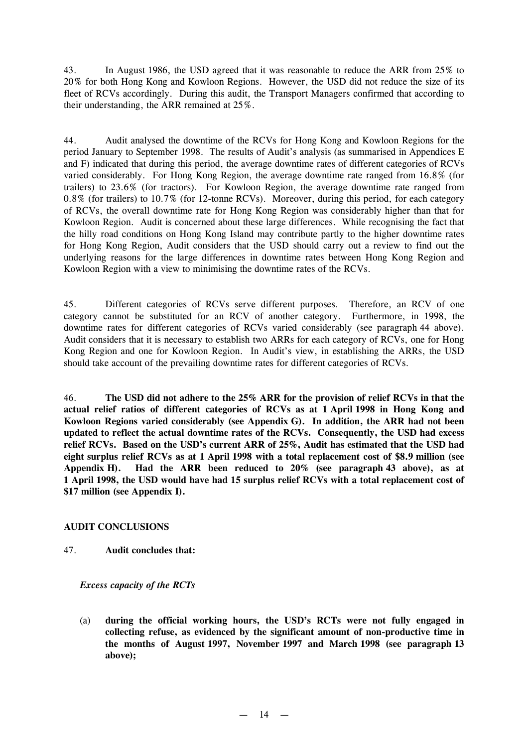43. In August 1986, the USD agreed that it was reasonable to reduce the ARR from 25% to 20% for both Hong Kong and Kowloon Regions. However, the USD did not reduce the size of its fleet of RCVs accordingly. During this audit, the Transport Managers confirmed that according to their understanding, the ARR remained at 25%.

44. Audit analysed the downtime of the RCVs for Hong Kong and Kowloon Regions for the period January to September 1998. The results of Audit's analysis (as summarised in Appendices E and F) indicated that during this period, the average downtime rates of different categories of RCVs varied considerably. For Hong Kong Region, the average downtime rate ranged from 16.8% (for trailers) to 23.6% (for tractors). For Kowloon Region, the average downtime rate ranged from 0.8% (for trailers) to 10.7% (for 12-tonne RCVs). Moreover, during this period, for each category of RCVs, the overall downtime rate for Hong Kong Region was considerably higher than that for Kowloon Region. Audit is concerned about these large differences. While recognising the fact that the hilly road conditions on Hong Kong Island may contribute partly to the higher downtime rates for Hong Kong Region, Audit considers that the USD should carry out a review to find out the underlying reasons for the large differences in downtime rates between Hong Kong Region and Kowloon Region with a view to minimising the downtime rates of the RCVs.

45. Different categories of RCVs serve different purposes. Therefore, an RCV of one category cannot be substituted for an RCV of another category. Furthermore, in 1998, the downtime rates for different categories of RCVs varied considerably (see paragraph 44 above). Audit considers that it is necessary to establish two ARRs for each category of RCVs, one for Hong Kong Region and one for Kowloon Region. In Audit's view, in establishing the ARRs, the USD should take account of the prevailing downtime rates for different categories of RCVs.

46. **The USD did not adhere to the 25% ARR for the provision of relief RCVs in that the actual relief ratios of different categories of RCVs as at 1 April 1998 in Hong Kong and Kowloon Regions varied considerably (see Appendix G). In addition, the ARR had not been updated to reflect the actual downtime rates of the RCVs. Consequently, the USD had excess relief RCVs. Based on the USD's current ARR of 25%, Audit has estimated that the USD had eight surplus relief RCVs as at 1 April 1998 with a total replacement cost of $8.9 million (see Appendix H). Had the ARR been reduced to 20% (see paragraph 43 above), as at 1 April 1998, the USD would have had 15 surplus relief RCVs with a total replacement cost of $17 million (see Appendix I).**

## AUDIT CONCLUSIONS

47. **Audit concludes that:**

***Excess capacity of the RCTs***

(a) **during the official working hours, the USD's RCTs were not fully engaged in collecting refuse, as evidenced by the significant amount of non-productive time in the months of August 1997, November 1997 and March 1998 (see paragraph 13 above);**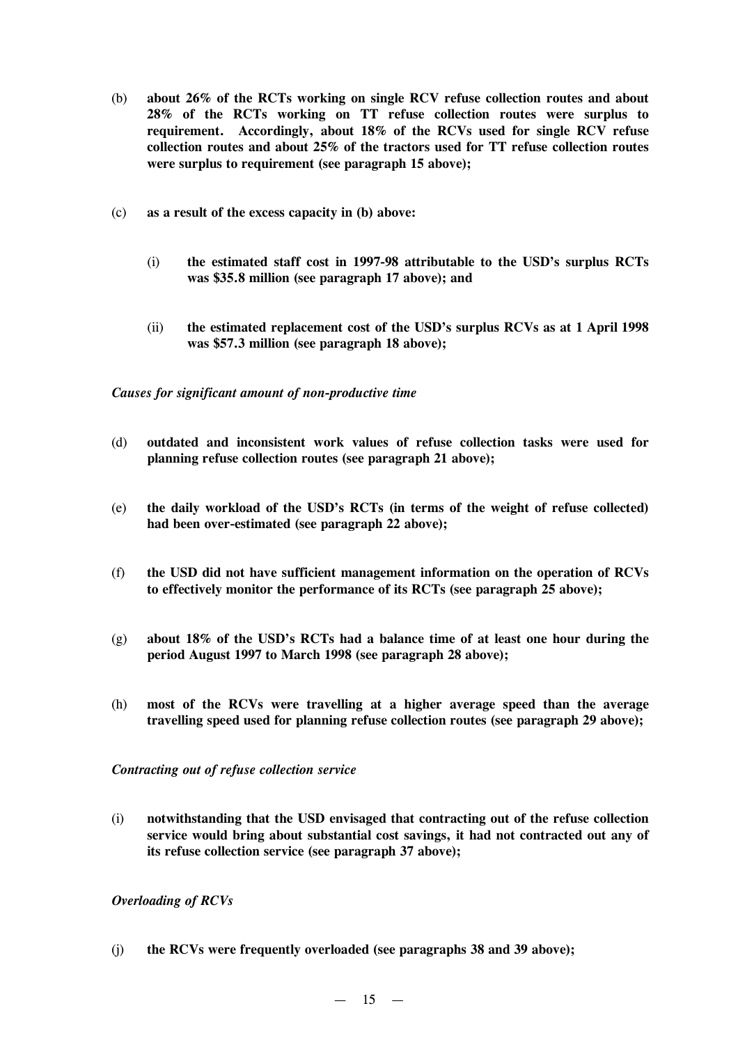(b) **about 26% of the RCTs working on single RCV refuse collection routes and about 28% of the RCTs working on TT refuse collection routes were surplus to requirement. Accordingly, about 18% of the RCVs used for single RCV refuse collection routes and about 25% of the tractors used for TT refuse collection routes were surplus to requirement (see paragraph 15 above);**

(c) **as a result of the excess capacity in (b) above:**

  (i) **the estimated staff cost in 1997-98 attributable to the USD's surplus RCTs was $35.8 million (see paragraph 17 above); and**

  (ii) **the estimated replacement cost of the USD's surplus RCVs as at 1 April 1998 was $57.3 million (see paragraph 18 above);**

***Causes for significant amount of non-productive time***

(d) **outdated and inconsistent work values of refuse collection tasks were used for planning refuse collection routes (see paragraph 21 above);**

(e) **the daily workload of the USD's RCTs (in terms of the weight of refuse collected) had been over-estimated (see paragraph 22 above);**

(f) **the USD did not have sufficient management information on the operation of RCVs to effectively monitor the performance of its RCTs (see paragraph 25 above);**

(g) **about 18% of the USD's RCTs had a balance time of at least one hour during the period August 1997 to March 1998 (see paragraph 28 above);**

(h) **most of the RCVs were travelling at a higher average speed than the average travelling speed used for planning refuse collection routes (see paragraph 29 above);**

***Contracting out of refuse collection service***

(i) **notwithstanding that the USD envisaged that contracting out of the refuse collection service would bring about substantial cost savings, it had not contracted out any of its refuse collection service (see paragraph 37 above);**

***Overloading of RCVs***

(j) **the RCVs were frequently overloaded (see paragraphs 38 and 39 above);**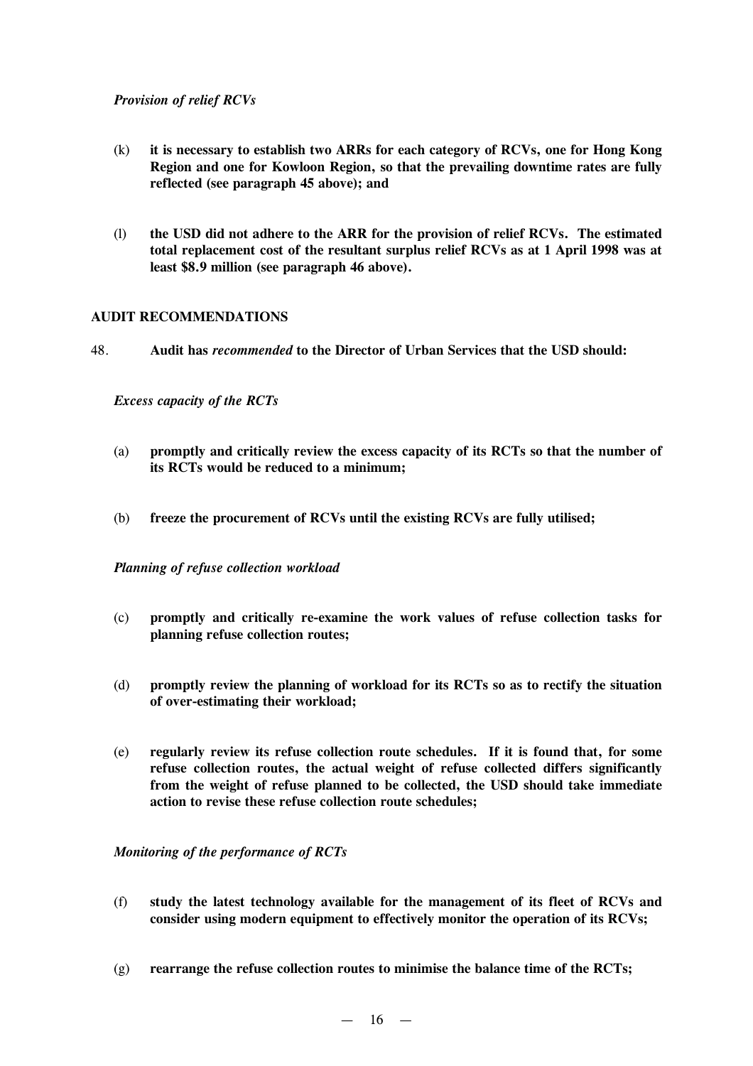*Provision of relief RCVs*

(k) **it is necessary to establish two ARRs for each category of RCVs, one for Hong Kong Region and one for Kowloon Region, so that the prevailing downtime rates are fully reflected (see paragraph 45 above); and**

(l) **the USD did not adhere to the ARR for the provision of relief RCVs. The estimated total replacement cost of the resultant surplus relief RCVs as at 1 April 1998 was at least $8.9 million (see paragraph 46 above).**

## AUDIT RECOMMENDATIONS

48. **Audit has *recommended* to the Director of Urban Services that the USD should:**

*Excess capacity of the RCTs*

(a) **promptly and critically review the excess capacity of its RCTs so that the number of its RCTs would be reduced to a minimum;**

(b) **freeze the procurement of RCVs until the existing RCVs are fully utilised;**

*Planning of refuse collection workload*

(c) **promptly and critically re-examine the work values of refuse collection tasks for planning refuse collection routes;**

(d) **promptly review the planning of workload for its RCTs so as to rectify the situation of over-estimating their workload;**

(e) **regularly review its refuse collection route schedules. If it is found that, for some refuse collection routes, the actual weight of refuse collected differs significantly from the weight of refuse planned to be collected, the USD should take immediate action to revise these refuse collection route schedules;**

*Monitoring of the performance of RCTs*

(f) **study the latest technology available for the management of its fleet of RCVs and consider using modern equipment to effectively monitor the operation of its RCVs;**

(g) **rearrange the refuse collection routes to minimise the balance time of the RCTs;**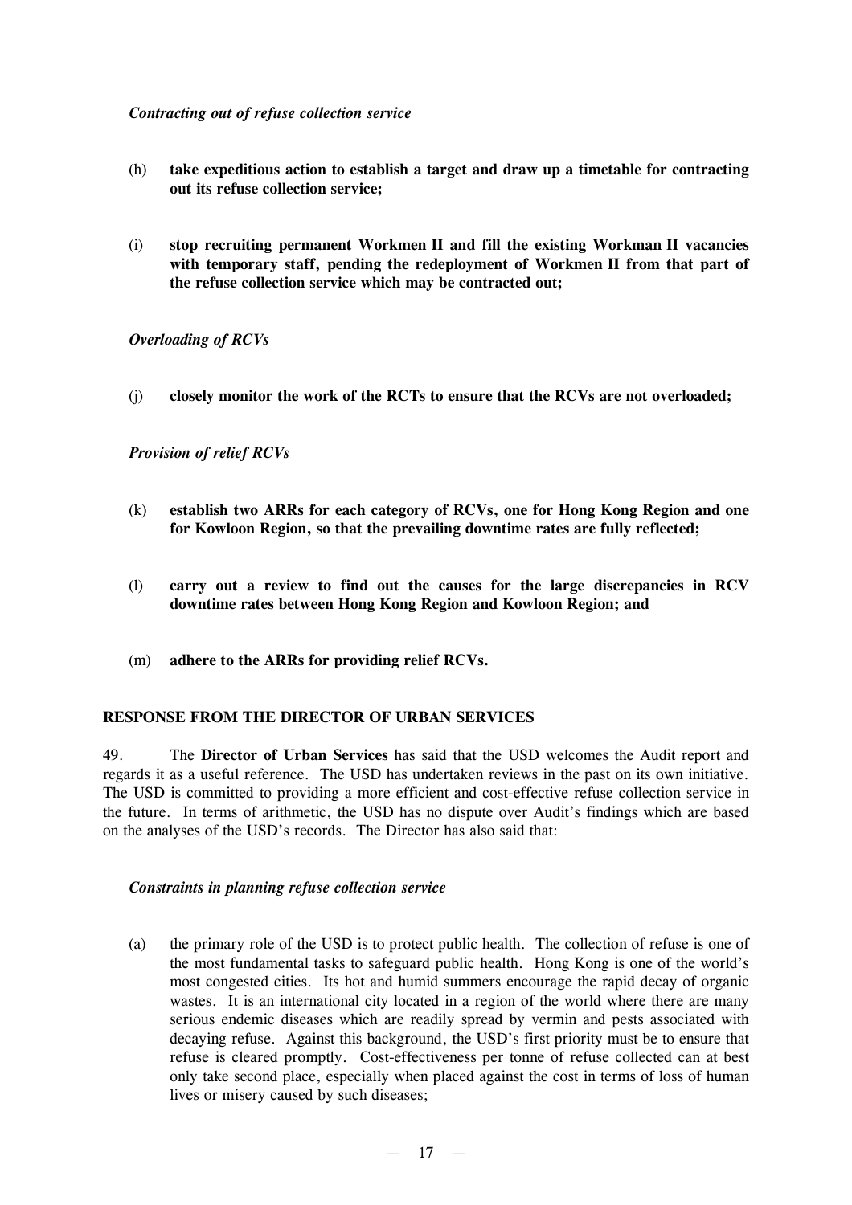*Contracting out of refuse collection service*

(h) **take expeditious action to establish a target and draw up a timetable for contracting out its refuse collection service;**

(i) **stop recruiting permanent Workmen II and fill the existing Workman II vacancies with temporary staff, pending the redeployment of Workmen II from that part of the refuse collection service which may be contracted out;**

*Overloading of RCVs*

(j) **closely monitor the work of the RCTs to ensure that the RCVs are not overloaded;**

*Provision of relief RCVs*

(k) **establish two ARRs for each category of RCVs, one for Hong Kong Region and one for Kowloon Region, so that the prevailing downtime rates are fully reflected;**

(l) **carry out a review to find out the causes for the large discrepancies in RCV downtime rates between Hong Kong Region and Kowloon Region; and**

(m) **adhere to the ARRs for providing relief RCVs.**

## RESPONSE FROM THE DIRECTOR OF URBAN SERVICES

49. The **Director of Urban Services** has said that the USD welcomes the Audit report and regards it as a useful reference. The USD has undertaken reviews in the past on its own initiative. The USD is committed to providing a more efficient and cost-effective refuse collection service in the future. In terms of arithmetic, the USD has no dispute over Audit's findings which are based on the analyses of the USD's records. The Director has also said that:

*Constraints in planning refuse collection service*

(a) the primary role of the USD is to protect public health. The collection of refuse is one of the most fundamental tasks to safeguard public health. Hong Kong is one of the world's most congested cities. Its hot and humid summers encourage the rapid decay of organic wastes. It is an international city located in a region of the world where there are many serious endemic diseases which are readily spread by vermin and pests associated with decaying refuse. Against this background, the USD's first priority must be to ensure that refuse is cleared promptly. Cost-effectiveness per tonne of refuse collected can at best only take second place, especially when placed against the cost in terms of loss of human lives or misery caused by such diseases;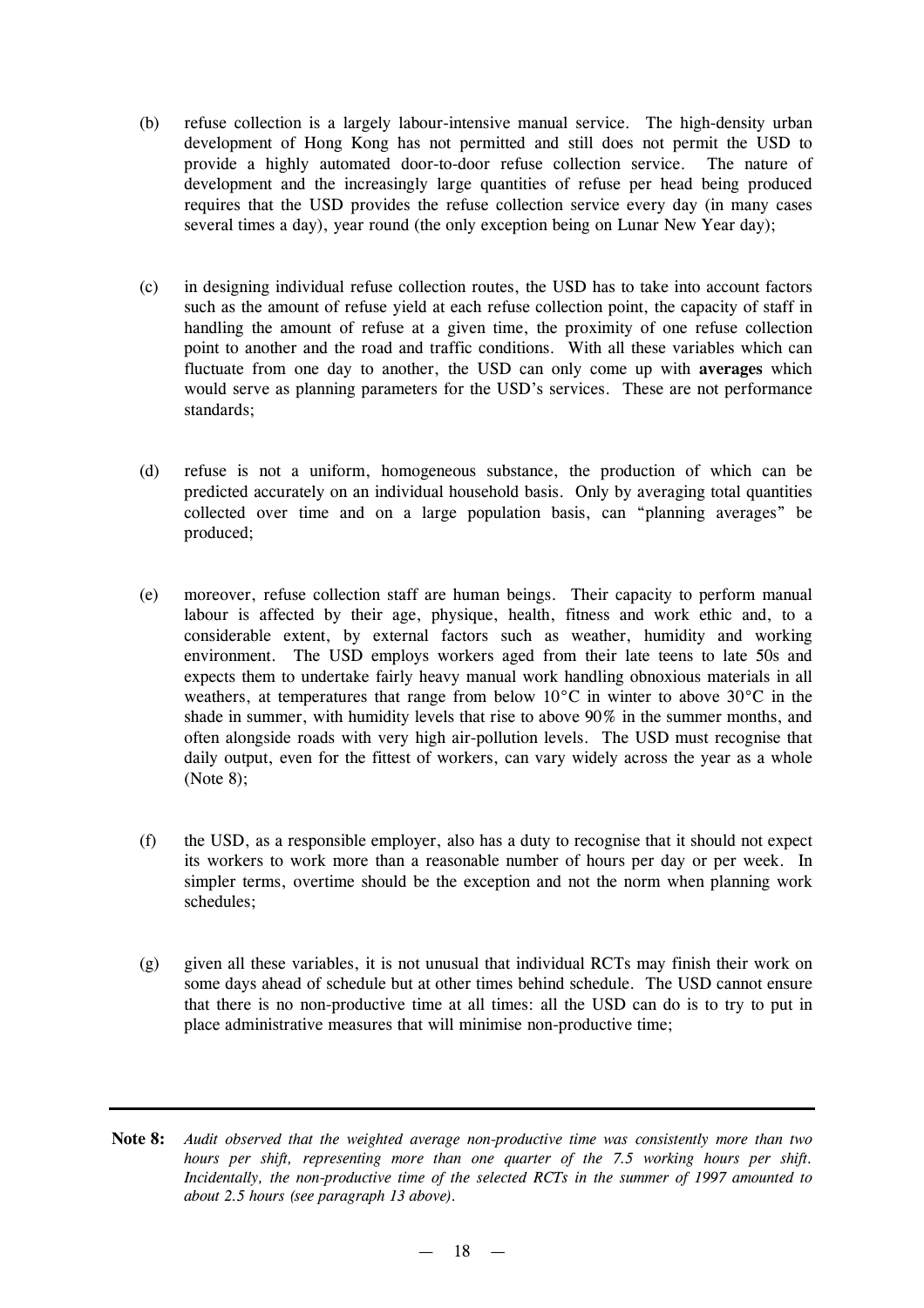(b) refuse collection is a largely labour-intensive manual service. The high-density urban development of Hong Kong has not permitted and still does not permit the USD to provide a highly automated door-to-door refuse collection service. The nature of development and the increasingly large quantities of refuse per head being produced requires that the USD provides the refuse collection service every day (in many cases several times a day), year round (the only exception being on Lunar New Year day);

(c) in designing individual refuse collection routes, the USD has to take into account factors such as the amount of refuse yield at each refuse collection point, the capacity of staff in handling the amount of refuse at a given time, the proximity of one refuse collection point to another and the road and traffic conditions. With all these variables which can fluctuate from one day to another, the USD can only come up with **averages** which would serve as planning parameters for the USD's services. These are not performance standards;

(d) refuse is not a uniform, homogeneous substance, the production of which can be predicted accurately on an individual household basis. Only by averaging total quantities collected over time and on a large population basis, can "planning averages" be produced;

(e) moreover, refuse collection staff are human beings. Their capacity to perform manual labour is affected by their age, physique, health, fitness and work ethic and, to a considerable extent, by external factors such as weather, humidity and working environment. The USD employs workers aged from their late teens to late 50s and expects them to undertake fairly heavy manual work handling obnoxious materials in all weathers, at temperatures that range from below 10°C in winter to above 30°C in the shade in summer, with humidity levels that rise to above 90% in the summer months, and often alongside roads with very high air-pollution levels. The USD must recognise that daily output, even for the fittest of workers, can vary widely across the year as a whole (Note 8);

(f) the USD, as a responsible employer, also has a duty to recognise that it should not expect its workers to work more than a reasonable number of hours per day or per week. In simpler terms, overtime should be the exception and not the norm when planning work schedules;

(g) given all these variables, it is not unusual that individual RCTs may finish their work on some days ahead of schedule but at other times behind schedule. The USD cannot ensure that there is no non-productive time at all times: all the USD can do is to try to put in place administrative measures that will minimise non-productive time;

---

**Note 8:** *Audit observed that the weighted average non-productive time was consistently more than two hours per shift, representing more than one quarter of the 7.5 working hours per shift. Incidentally, the non-productive time of the selected RCTs in the summer of 1997 amounted to about 2.5 hours (see paragraph 13 above).*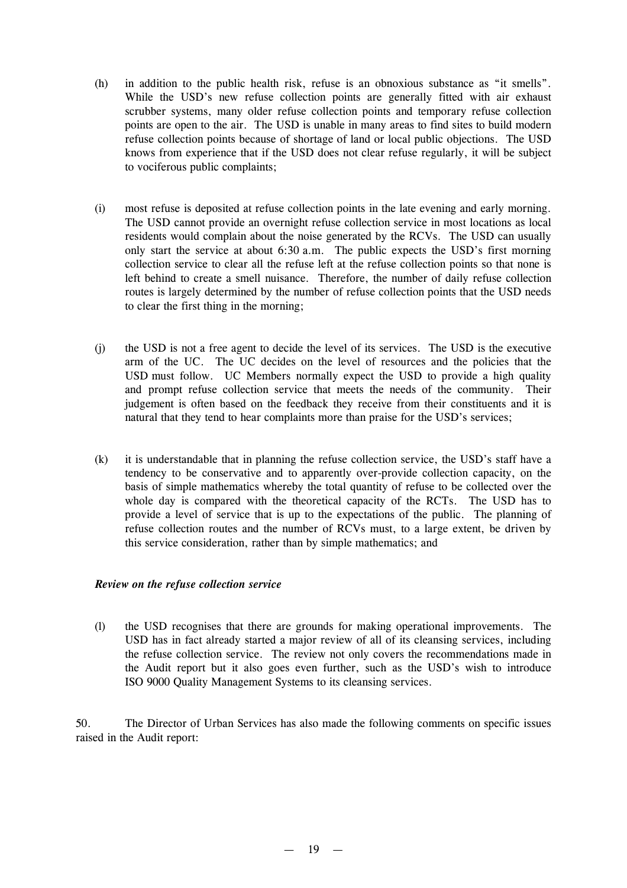(h) in addition to the public health risk, refuse is an obnoxious substance as "it smells". While the USD's new refuse collection points are generally fitted with air exhaust scrubber systems, many older refuse collection points and temporary refuse collection points are open to the air. The USD is unable in many areas to find sites to build modern refuse collection points because of shortage of land or local public objections. The USD knows from experience that if the USD does not clear refuse regularly, it will be subject to vociferous public complaints;

(i) most refuse is deposited at refuse collection points in the late evening and early morning. The USD cannot provide an overnight refuse collection service in most locations as local residents would complain about the noise generated by the RCVs. The USD can usually only start the service at about 6:30 a.m. The public expects the USD's first morning collection service to clear all the refuse left at the refuse collection points so that none is left behind to create a smell nuisance. Therefore, the number of daily refuse collection routes is largely determined by the number of refuse collection points that the USD needs to clear the first thing in the morning;

(j) the USD is not a free agent to decide the level of its services. The USD is the executive arm of the UC. The UC decides on the level of resources and the policies that the USD must follow. UC Members normally expect the USD to provide a high quality and prompt refuse collection service that meets the needs of the community. Their judgement is often based on the feedback they receive from their constituents and it is natural that they tend to hear complaints more than praise for the USD's services;

(k) it is understandable that in planning the refuse collection service, the USD's staff have a tendency to be conservative and to apparently over-provide collection capacity, on the basis of simple mathematics whereby the total quantity of refuse to be collected over the whole day is compared with the theoretical capacity of the RCTs. The USD has to provide a level of service that is up to the expectations of the public. The planning of refuse collection routes and the number of RCVs must, to a large extent, be driven by this service consideration, rather than by simple mathematics; and

***Review on the refuse collection service***

(l) the USD recognises that there are grounds for making operational improvements. The USD has in fact already started a major review of all of its cleansing services, including the refuse collection service. The review not only covers the recommendations made in the Audit report but it also goes even further, such as the USD's wish to introduce ISO 9000 Quality Management Systems to its cleansing services.

50. The Director of Urban Services has also made the following comments on specific issues raised in the Audit report: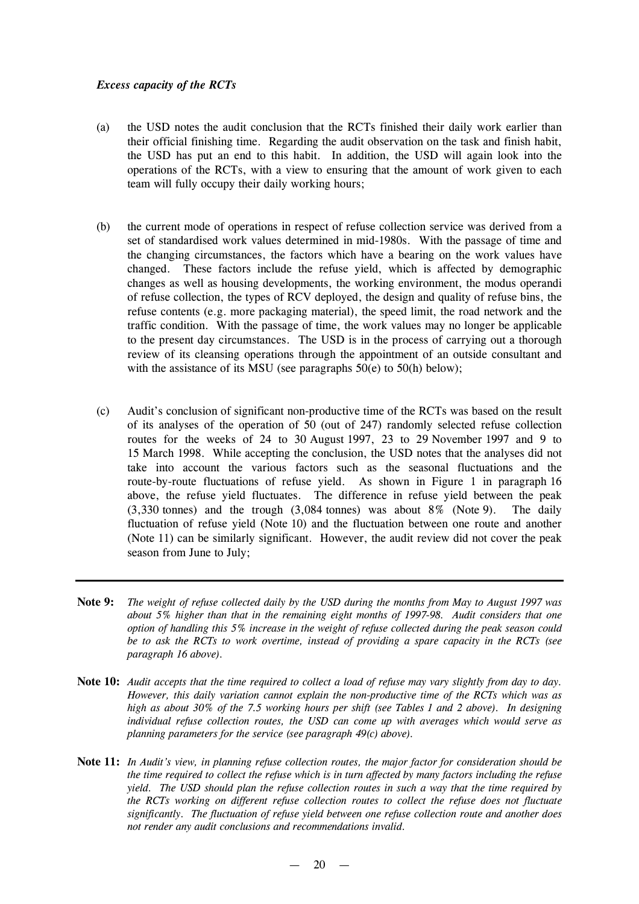*Excess capacity of the RCTs*

(a) the USD notes the audit conclusion that the RCTs finished their daily work earlier than their official finishing time. Regarding the audit observation on the task and finish habit, the USD has put an end to this habit. In addition, the USD will again look into the operations of the RCTs, with a view to ensuring that the amount of work given to each team will fully occupy their daily working hours;

(b) the current mode of operations in respect of refuse collection service was derived from a set of standardised work values determined in mid-1980s. With the passage of time and the changing circumstances, the factors which have a bearing on the work values have changed. These factors include the refuse yield, which is affected by demographic changes as well as housing developments, the working environment, the modus operandi of refuse collection, the types of RCV deployed, the design and quality of refuse bins, the refuse contents (e.g. more packaging material), the speed limit, the road network and the traffic condition. With the passage of time, the work values may no longer be applicable to the present day circumstances. The USD is in the process of carrying out a thorough review of its cleansing operations through the appointment of an outside consultant and with the assistance of its MSU (see paragraphs 50(e) to 50(h) below);

(c) Audit's conclusion of significant non-productive time of the RCTs was based on the result of its analyses of the operation of 50 (out of 247) randomly selected refuse collection routes for the weeks of 24 to 30 August 1997, 23 to 29 November 1997 and 9 to 15 March 1998. While accepting the conclusion, the USD notes that the analyses did not take into account the various factors such as the seasonal fluctuations and the route-by-route fluctuations of refuse yield. As shown in Figure 1 in paragraph 16 above, the refuse yield fluctuates. The difference in refuse yield between the peak (3,330 tonnes) and the trough (3,084 tonnes) was about 8% (Note 9). The daily fluctuation of refuse yield (Note 10) and the fluctuation between one route and another (Note 11) can be similarly significant. However, the audit review did not cover the peak season from June to July;

---

**Note 9:** *The weight of refuse collected daily by the USD during the months from May to August 1997 was about 5% higher than that in the remaining eight months of 1997-98. Audit considers that one option of handling this 5% increase in the weight of refuse collected during the peak season could be to ask the RCTs to work overtime, instead of providing a spare capacity in the RCTs (see paragraph 16 above).*

**Note 10:** *Audit accepts that the time required to collect a load of refuse may vary slightly from day to day. However, this daily variation cannot explain the non-productive time of the RCTs which was as high as about 30% of the 7.5 working hours per shift (see Tables 1 and 2 above). In designing individual refuse collection routes, the USD can come up with averages which would serve as planning parameters for the service (see paragraph 49(c) above).*

**Note 11:** *In Audit's view, in planning refuse collection routes, the major factor for consideration should be the time required to collect the refuse which is in turn affected by many factors including the refuse yield. The USD should plan the refuse collection routes in such a way that the time required by the RCTs working on different refuse collection routes to collect the refuse does not fluctuate significantly. The fluctuation of refuse yield between one refuse collection route and another does not render any audit conclusions and recommendations invalid.*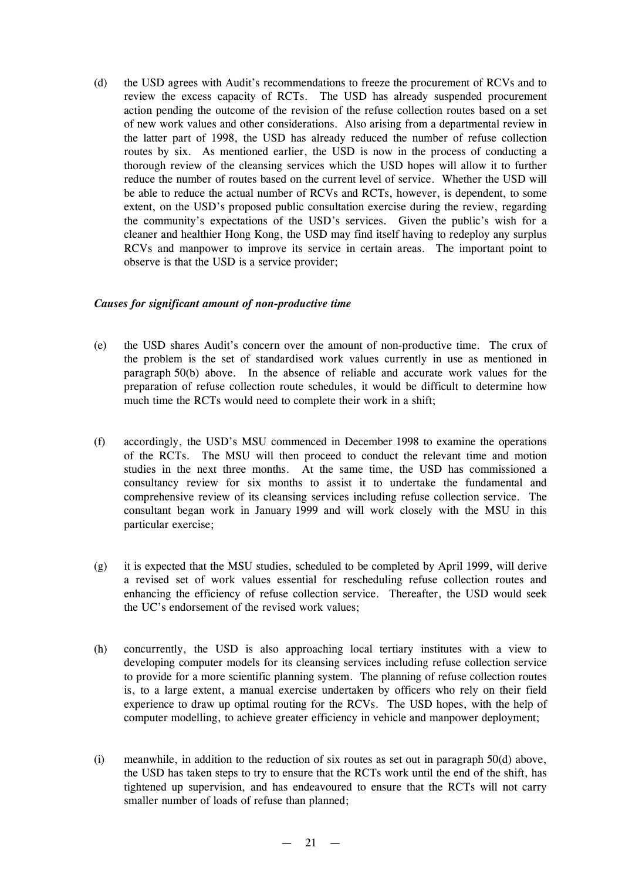(d) the USD agrees with Audit's recommendations to freeze the procurement of RCVs and to review the excess capacity of RCTs. The USD has already suspended procurement action pending the outcome of the revision of the refuse collection routes based on a set of new work values and other considerations. Also arising from a departmental review in the latter part of 1998, the USD has already reduced the number of refuse collection routes by six. As mentioned earlier, the USD is now in the process of conducting a thorough review of the cleansing services which the USD hopes will allow it to further reduce the number of routes based on the current level of service. Whether the USD will be able to reduce the actual number of RCVs and RCTs, however, is dependent, to some extent, on the USD's proposed public consultation exercise during the review, regarding the community's expectations of the USD's services. Given the public's wish for a cleaner and healthier Hong Kong, the USD may find itself having to redeploy any surplus RCVs and manpower to improve its service in certain areas. The important point to observe is that the USD is a service provider;

***Causes for significant amount of non-productive time***

(e) the USD shares Audit's concern over the amount of non-productive time. The crux of the problem is the set of standardised work values currently in use as mentioned in paragraph 50(b) above. In the absence of reliable and accurate work values for the preparation of refuse collection route schedules, it would be difficult to determine how much time the RCTs would need to complete their work in a shift;

(f) accordingly, the USD's MSU commenced in December 1998 to examine the operations of the RCTs. The MSU will then proceed to conduct the relevant time and motion studies in the next three months. At the same time, the USD has commissioned a consultancy review for six months to assist it to undertake the fundamental and comprehensive review of its cleansing services including refuse collection service. The consultant began work in January 1999 and will work closely with the MSU in this particular exercise;

(g) it is expected that the MSU studies, scheduled to be completed by April 1999, will derive a revised set of work values essential for rescheduling refuse collection routes and enhancing the efficiency of refuse collection service. Thereafter, the USD would seek the UC's endorsement of the revised work values;

(h) concurrently, the USD is also approaching local tertiary institutes with a view to developing computer models for its cleansing services including refuse collection service to provide for a more scientific planning system. The planning of refuse collection routes is, to a large extent, a manual exercise undertaken by officers who rely on their field experience to draw up optimal routing for the RCVs. The USD hopes, with the help of computer modelling, to achieve greater efficiency in vehicle and manpower deployment;

(i) meanwhile, in addition to the reduction of six routes as set out in paragraph 50(d) above, the USD has taken steps to try to ensure that the RCTs work until the end of the shift, has tightened up supervision, and has endeavoured to ensure that the RCTs will not carry smaller number of loads of refuse than planned;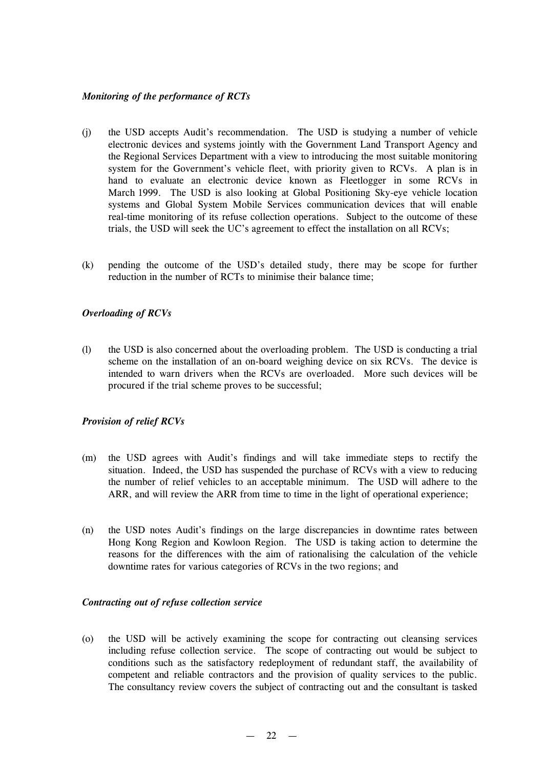*Monitoring of the performance of RCTs*

(j) the USD accepts Audit's recommendation. The USD is studying a number of vehicle electronic devices and systems jointly with the Government Land Transport Agency and the Regional Services Department with a view to introducing the most suitable monitoring system for the Government's vehicle fleet, with priority given to RCVs. A plan is in hand to evaluate an electronic device known as Fleetlogger in some RCVs in March 1999. The USD is also looking at Global Positioning Sky-eye vehicle location systems and Global System Mobile Services communication devices that will enable real-time monitoring of its refuse collection operations. Subject to the outcome of these trials, the USD will seek the UC's agreement to effect the installation on all RCVs;

(k) pending the outcome of the USD's detailed study, there may be scope for further reduction in the number of RCTs to minimise their balance time;

*Overloading of RCVs*

(l) the USD is also concerned about the overloading problem. The USD is conducting a trial scheme on the installation of an on-board weighing device on six RCVs. The device is intended to warn drivers when the RCVs are overloaded. More such devices will be procured if the trial scheme proves to be successful;

*Provision of relief RCVs*

(m) the USD agrees with Audit's findings and will take immediate steps to rectify the situation. Indeed, the USD has suspended the purchase of RCVs with a view to reducing the number of relief vehicles to an acceptable minimum. The USD will adhere to the ARR, and will review the ARR from time to time in the light of operational experience;

(n) the USD notes Audit's findings on the large discrepancies in downtime rates between Hong Kong Region and Kowloon Region. The USD is taking action to determine the reasons for the differences with the aim of rationalising the calculation of the vehicle downtime rates for various categories of RCVs in the two regions; and

*Contracting out of refuse collection service*

(o) the USD will be actively examining the scope for contracting out cleansing services including refuse collection service. The scope of contracting out would be subject to conditions such as the satisfactory redeployment of redundant staff, the availability of competent and reliable contractors and the provision of quality services to the public. The consultancy review covers the subject of contracting out and the consultant is tasked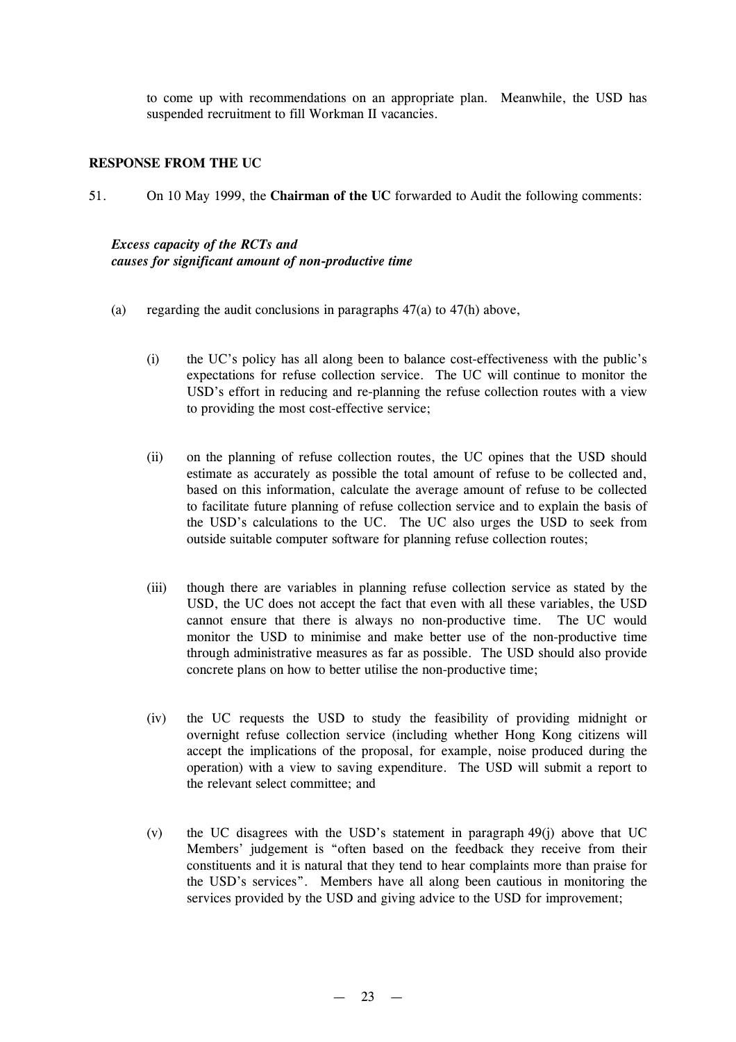to come up with recommendations on an appropriate plan. Meanwhile, the USD has suspended recruitment to fill Workman II vacancies.

## RESPONSE FROM THE UC

51. On 10 May 1999, the **Chairman of the UC** forwarded to Audit the following comments:

***Excess capacity of the RCTs and causes for significant amount of non-productive time***

(a) regarding the audit conclusions in paragraphs 47(a) to 47(h) above,

  (i) the UC's policy has all along been to balance cost-effectiveness with the public's expectations for refuse collection service. The UC will continue to monitor the USD's effort in reducing and re-planning the refuse collection routes with a view to providing the most cost-effective service;

  (ii) on the planning of refuse collection routes, the UC opines that the USD should estimate as accurately as possible the total amount of refuse to be collected and, based on this information, calculate the average amount of refuse to be collected to facilitate future planning of refuse collection service and to explain the basis of the USD's calculations to the UC. The UC also urges the USD to seek from outside suitable computer software for planning refuse collection routes;

  (iii) though there are variables in planning refuse collection service as stated by the USD, the UC does not accept the fact that even with all these variables, the USD cannot ensure that there is always no non-productive time. The UC would monitor the USD to minimise and make better use of the non-productive time through administrative measures as far as possible. The USD should also provide concrete plans on how to better utilise the non-productive time;

  (iv) the UC requests the USD to study the feasibility of providing midnight or overnight refuse collection service (including whether Hong Kong citizens will accept the implications of the proposal, for example, noise produced during the operation) with a view to saving expenditure. The USD will submit a report to the relevant select committee; and

  (v) the UC disagrees with the USD's statement in paragraph 49(j) above that UC Members' judgement is "often based on the feedback they receive from their constituents and it is natural that they tend to hear complaints more than praise for the USD's services". Members have all along been cautious in monitoring the services provided by the USD and giving advice to the USD for improvement;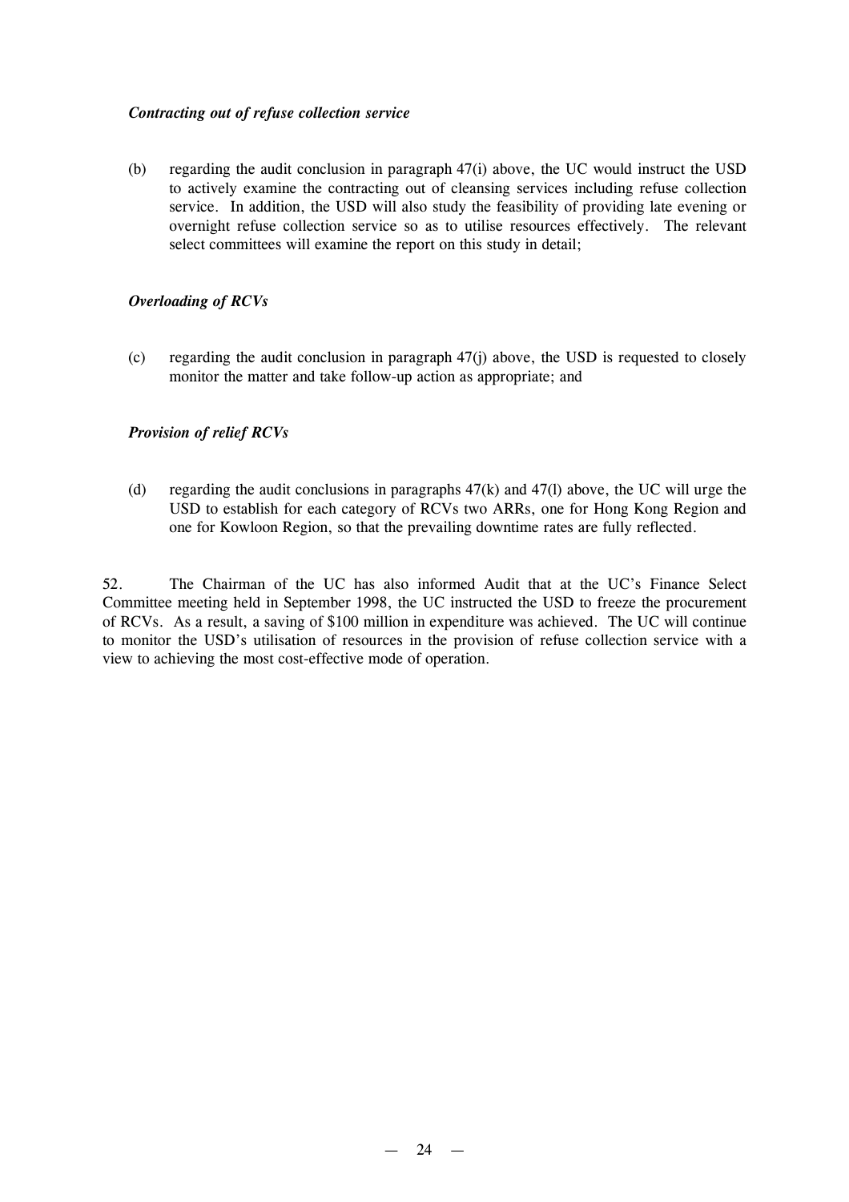*Contracting out of refuse collection service*

(b) regarding the audit conclusion in paragraph 47(i) above, the UC would instruct the USD to actively examine the contracting out of cleansing services including refuse collection service. In addition, the USD will also study the feasibility of providing late evening or overnight refuse collection service so as to utilise resources effectively. The relevant select committees will examine the report on this study in detail;

*Overloading of RCVs*

(c) regarding the audit conclusion in paragraph 47(j) above, the USD is requested to closely monitor the matter and take follow-up action as appropriate; and

*Provision of relief RCVs*

(d) regarding the audit conclusions in paragraphs 47(k) and 47(l) above, the UC will urge the USD to establish for each category of RCVs two ARRs, one for Hong Kong Region and one for Kowloon Region, so that the prevailing downtime rates are fully reflected.

52. The Chairman of the UC has also informed Audit that at the UC's Finance Select Committee meeting held in September 1998, the UC instructed the USD to freeze the procurement of RCVs. As a result, a saving of $100 million in expenditure was achieved. The UC will continue to monitor the USD's utilisation of resources in the provision of refuse collection service with a view to achieving the most cost-effective mode of operation.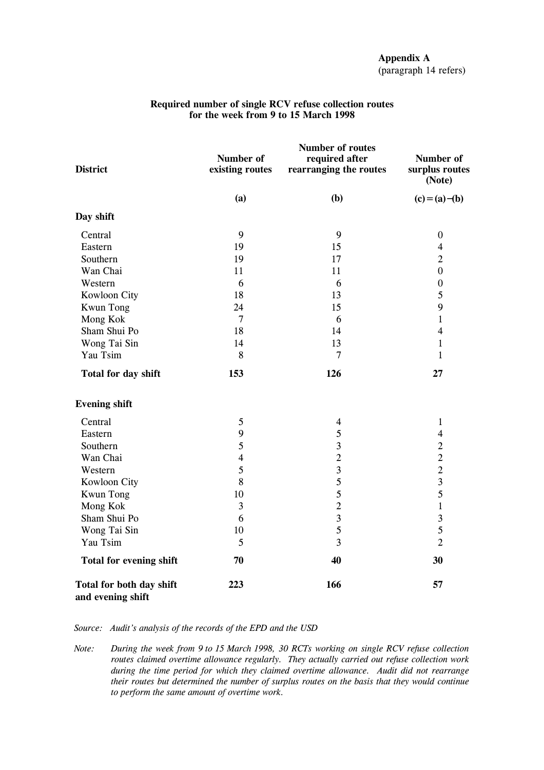**Appendix A**
(paragraph 14 refers)

**Required number of single RCV refuse collection routes for the week from 9 to 15 March 1998**

| District | Number of existing routes | Number of routes required after rearranging the routes | Number of surplus routes (Note) |
|---|---|---|---|
| | (a) | (b) | (c) = (a) − (b) |
| **Day shift** | | | |
| Central | 9 | 9 | 0 |
| Eastern | 19 | 15 | 4 |
| Southern | 19 | 17 | 2 |
| Wan Chai | 11 | 11 | 0 |
| Western | 6 | 6 | 0 |
| Kowloon City | 18 | 13 | 5 |
| Kwun Tong | 24 | 15 | 9 |
| Mong Kok | 7 | 6 | 1 |
| Sham Shui Po | 18 | 14 | 4 |
| Wong Tai Sin | 14 | 13 | 1 |
| Yau Tsim | 8 | 7 | 1 |
| **Total for day shift** | **153** | **126** | **27** |
| **Evening shift** | | | |
| Central | 5 | 4 | 1 |
| Eastern | 9 | 5 | 4 |
| Southern | 5 | 3 | 2 |
| Wan Chai | 4 | 2 | 2 |
| Western | 5 | 3 | 2 |
| Kowloon City | 8 | 5 | 3 |
| Kwun Tong | 10 | 5 | 5 |
| Mong Kok | 3 | 2 | 1 |
| Sham Shui Po | 6 | 3 | 3 |
| Wong Tai Sin | 10 | 5 | 5 |
| Yau Tsim | 5 | 3 | 2 |
| **Total for evening shift** | **70** | **40** | **30** |
| **Total for both day shift and evening shift** | **223** | **166** | **57** |

*Source: Audit's analysis of the records of the EPD and the USD*

*Note: During the week from 9 to 15 March 1998, 30 RCTs working on single RCV refuse collection routes claimed overtime allowance regularly. They actually carried out refuse collection work during the time period for which they claimed overtime allowance. Audit did not rearrange their routes but determined the number of surplus routes on the basis that they would continue to perform the same amount of overtime work.*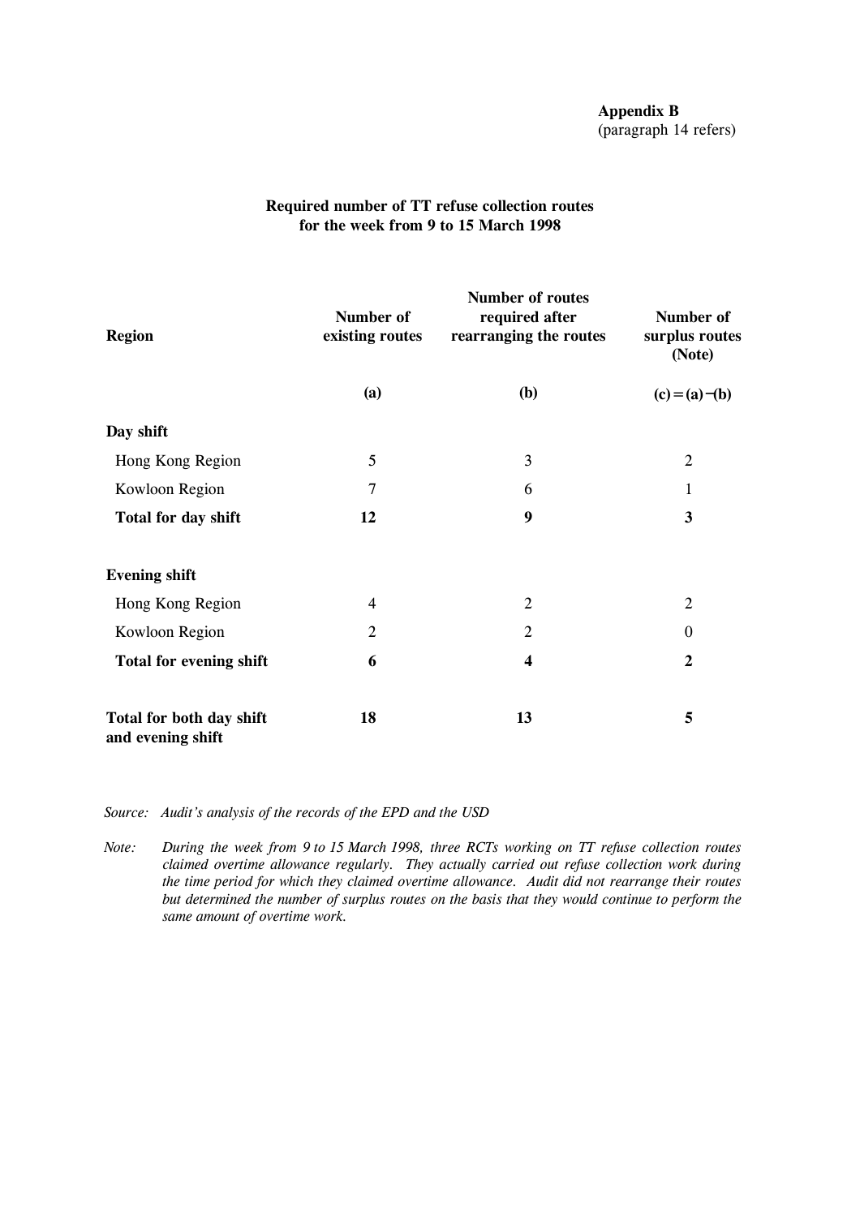**Appendix B**
(paragraph 14 refers)

**Required number of TT refuse collection routes for the week from 9 to 15 March 1998**

| Region | Number of existing routes | Number of routes required after rearranging the routes | Number of surplus routes (Note) |
|---|---|---|---|
| | **(a)** | **(b)** | **(c) = (a) − (b)** |
| **Day shift** | | | |
| Hong Kong Region | 5 | 3 | 2 |
| Kowloon Region | 7 | 6 | 1 |
| **Total for day shift** | **12** | **9** | **3** |
| **Evening shift** | | | |
| Hong Kong Region | 4 | 2 | 2 |
| Kowloon Region | 2 | 2 | 0 |
| **Total for evening shift** | **6** | **4** | **2** |
| **Total for both day shift and evening shift** | **18** | **13** | **5** |

*Source: Audit's analysis of the records of the EPD and the USD*

*Note: During the week from 9 to 15 March 1998, three RCTs working on TT refuse collection routes claimed overtime allowance regularly. They actually carried out refuse collection work during the time period for which they claimed overtime allowance. Audit did not rearrange their routes but determined the number of surplus routes on the basis that they would continue to perform the same amount of overtime work.*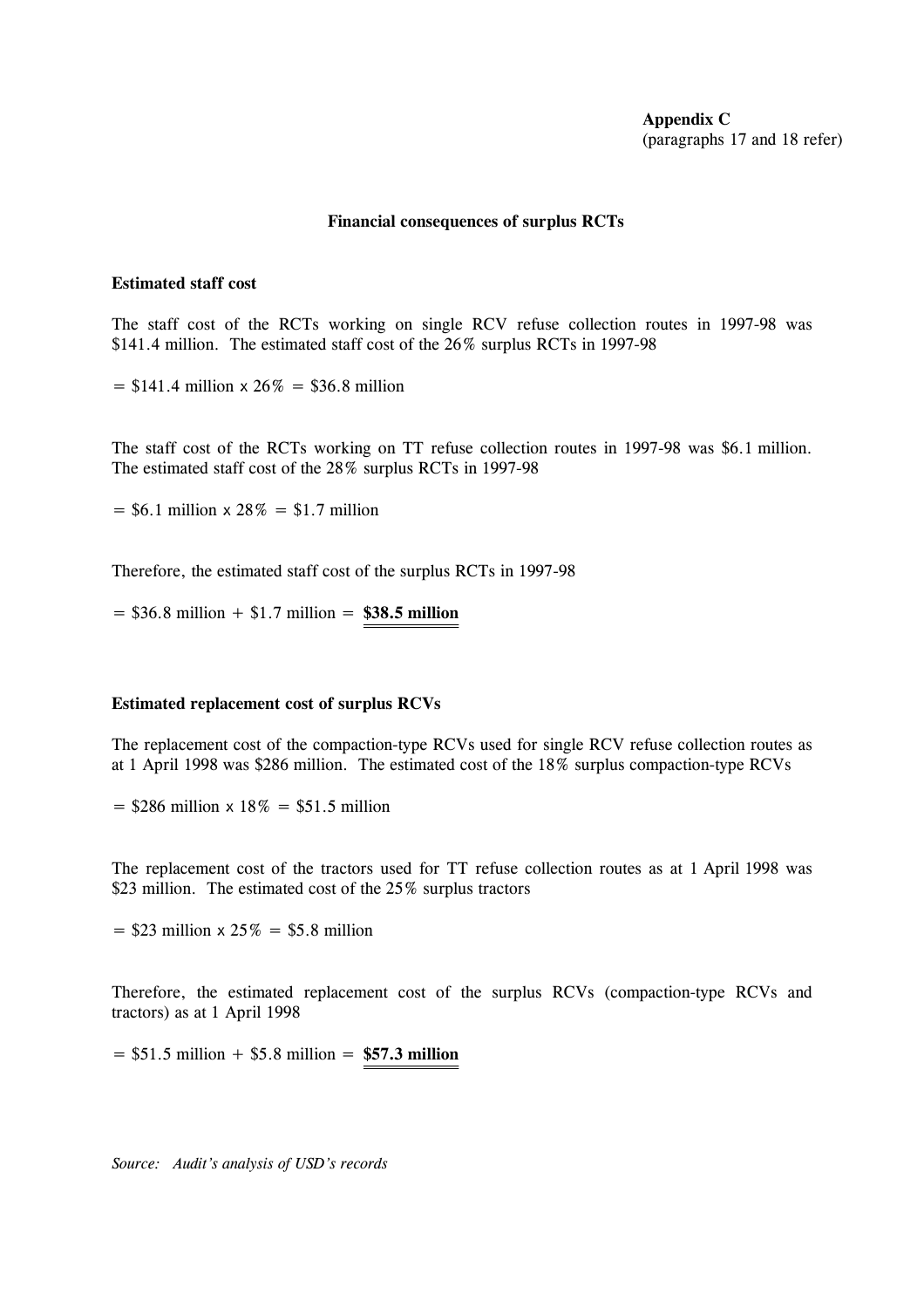**Appendix C**
(paragraphs 17 and 18 refer)

**Financial consequences of surplus RCTs**

**Estimated staff cost**

The staff cost of the RCTs working on single RCV refuse collection routes in 1997-98 was $141.4 million. The estimated staff cost of the 26% surplus RCTs in 1997-98

= $141.4 million x 26% = $36.8 million

The staff cost of the RCTs working on TT refuse collection routes in 1997-98 was $6.1 million. The estimated staff cost of the 28% surplus RCTs in 1997-98

= $6.1 million x 28% = $1.7 million

Therefore, the estimated staff cost of the surplus RCTs in 1997-98

= $36.8 million + $1.7 million = **$38.5 million**

**Estimated replacement cost of surplus RCVs**

The replacement cost of the compaction-type RCVs used for single RCV refuse collection routes as at 1 April 1998 was $286 million. The estimated cost of the 18% surplus compaction-type RCVs

= $286 million x 18% = $51.5 million

The replacement cost of the tractors used for TT refuse collection routes as at 1 April 1998 was $23 million. The estimated cost of the 25% surplus tractors

= $23 million x 25% = $5.8 million

Therefore, the estimated replacement cost of the surplus RCVs (compaction-type RCVs and tractors) as at 1 April 1998

= $51.5 million + $5.8 million = **$57.3 million**

*Source: Audit's analysis of USD's records*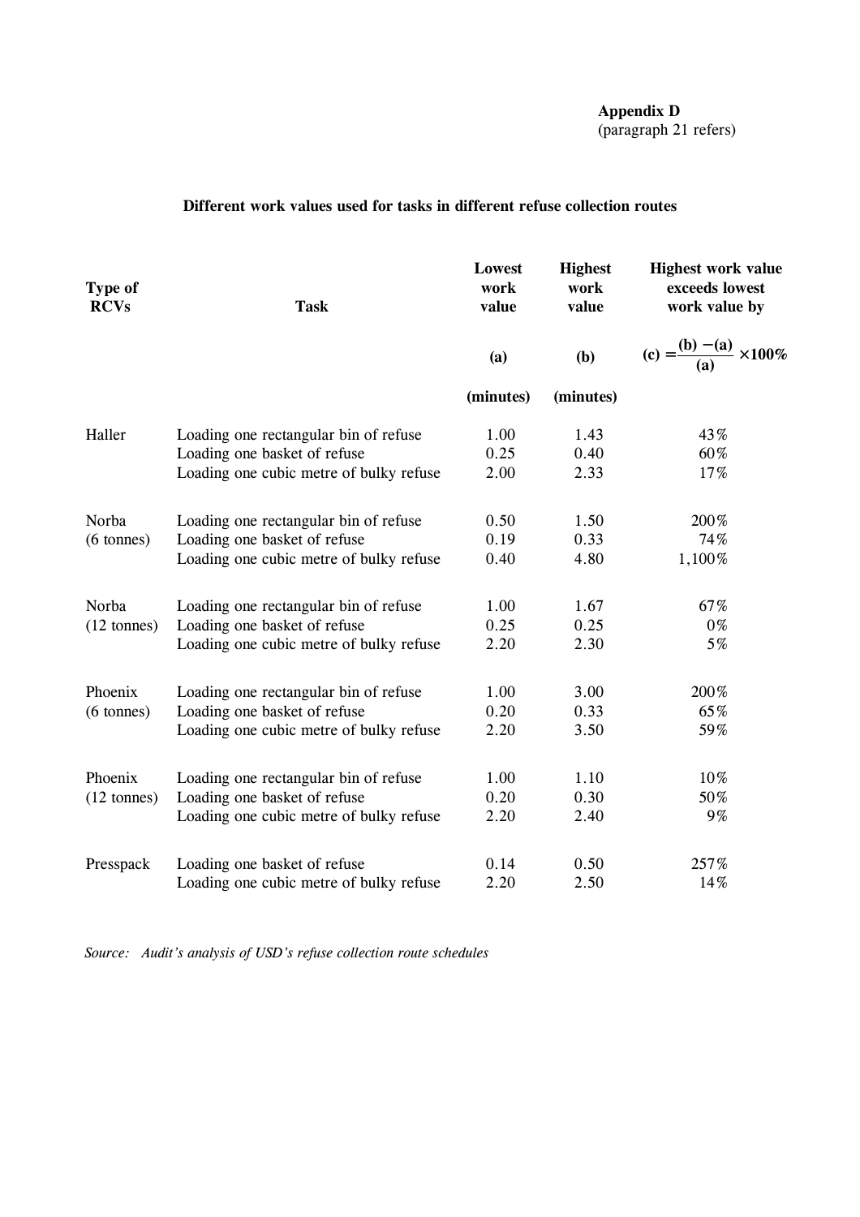**Appendix D**
(paragraph 21 refers)

### Different work values used for tasks in different refuse collection routes

| Type of RCVs | Task | Lowest work value | Highest work value | Highest work value exceeds lowest work value by |
|---|---|---|---|---|
| | | (a) | (b) | (c) $= \frac{(b) - (a)}{(a)} \times 100\%$ |
| | | (minutes) | (minutes) | |
| Haller | Loading one rectangular bin of refuse | 1.00 | 1.43 | 43% |
| | Loading one basket of refuse | 0.25 | 0.40 | 60% |
| | Loading one cubic metre of bulky refuse | 2.00 | 2.33 | 17% |
| Norba (6 tonnes) | Loading one rectangular bin of refuse | 0.50 | 1.50 | 200% |
| | Loading one basket of refuse | 0.19 | 0.33 | 74% |
| | Loading one cubic metre of bulky refuse | 0.40 | 4.80 | 1,100% |
| Norba (12 tonnes) | Loading one rectangular bin of refuse | 1.00 | 1.67 | 67% |
| | Loading one basket of refuse | 0.25 | 0.25 | 0% |
| | Loading one cubic metre of bulky refuse | 2.20 | 2.30 | 5% |
| Phoenix (6 tonnes) | Loading one rectangular bin of refuse | 1.00 | 3.00 | 200% |
| | Loading one basket of refuse | 0.20 | 0.33 | 65% |
| | Loading one cubic metre of bulky refuse | 2.20 | 3.50 | 59% |
| Phoenix (12 tonnes) | Loading one rectangular bin of refuse | 1.00 | 1.10 | 10% |
| | Loading one basket of refuse | 0.20 | 0.30 | 50% |
| | Loading one cubic metre of bulky refuse | 2.20 | 2.40 | 9% |
| Presspack | Loading one basket of refuse | 0.14 | 0.50 | 257% |
| | Loading one cubic metre of bulky refuse | 2.20 | 2.50 | 14% |

*Source: Audit's analysis of USD's refuse collection route schedules*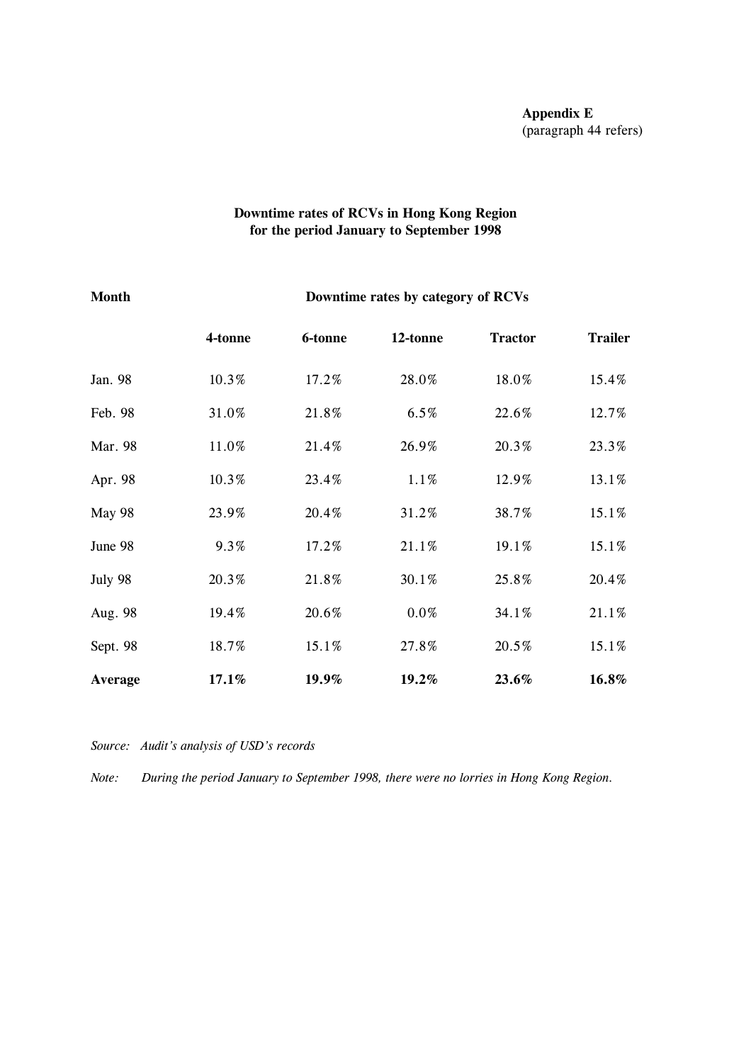**Appendix E**
(paragraph 44 refers)

**Downtime rates of RCVs in Hong Kong Region for the period January to September 1998**

| **Month** | **Downtime rates by category of RCVs** | | | | |
|---|---|---|---|---|---|
| | **4-tonne** | **6-tonne** | **12-tonne** | **Tractor** | **Trailer** |
| Jan. 98 | 10.3% | 17.2% | 28.0% | 18.0% | 15.4% |
| Feb. 98 | 31.0% | 21.8% | 6.5% | 22.6% | 12.7% |
| Mar. 98 | 11.0% | 21.4% | 26.9% | 20.3% | 23.3% |
| Apr. 98 | 10.3% | 23.4% | 1.1% | 12.9% | 13.1% |
| May 98 | 23.9% | 20.4% | 31.2% | 38.7% | 15.1% |
| June 98 | 9.3% | 17.2% | 21.1% | 19.1% | 15.1% |
| July 98 | 20.3% | 21.8% | 30.1% | 25.8% | 20.4% |
| Aug. 98 | 19.4% | 20.6% | 0.0% | 34.1% | 21.1% |
| Sept. 98 | 18.7% | 15.1% | 27.8% | 20.5% | 15.1% |
| **Average** | **17.1%** | **19.9%** | **19.2%** | **23.6%** | **16.8%** |

*Source: Audit's analysis of USD's records*

*Note: During the period January to September 1998, there were no lorries in Hong Kong Region.*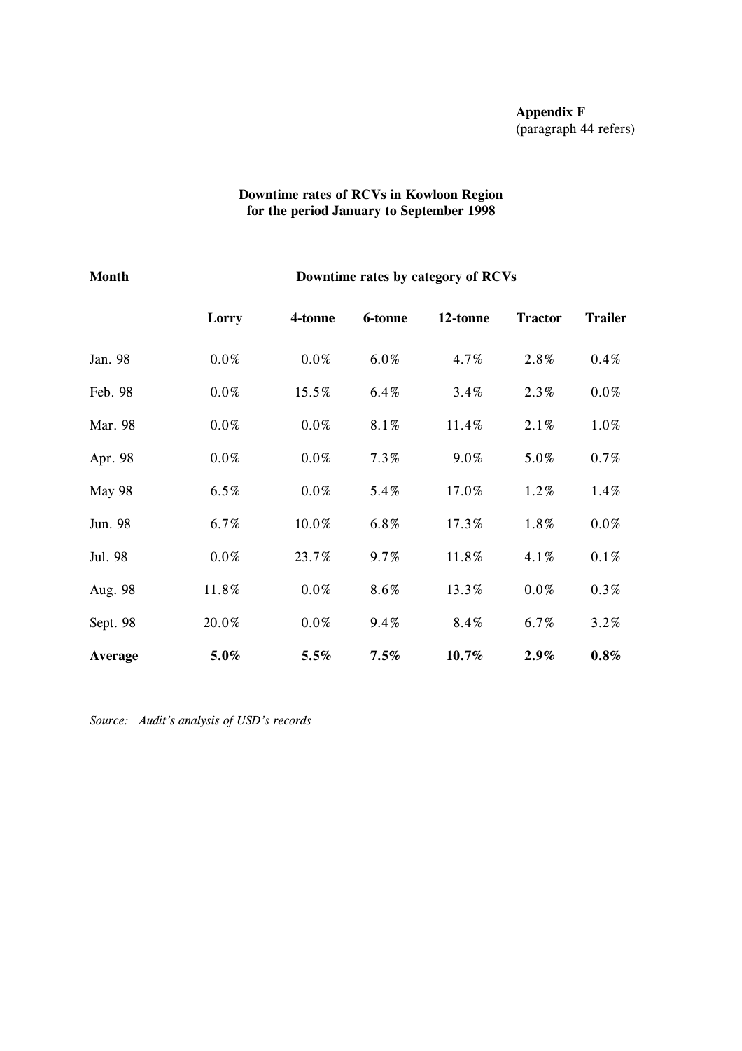**Appendix F**
(paragraph 44 refers)

**Downtime rates of RCVs in Kowloon Region for the period January to September 1998**

| **Month** | **Downtime rates by category of RCVs** | | | | | |
|---|---|---|---|---|---|---|
| | **Lorry** | **4-tonne** | **6-tonne** | **12-tonne** | **Tractor** | **Trailer** |
| Jan. 98 | 0.0% | 0.0% | 6.0% | 4.7% | 2.8% | 0.4% |
| Feb. 98 | 0.0% | 15.5% | 6.4% | 3.4% | 2.3% | 0.0% |
| Mar. 98 | 0.0% | 0.0% | 8.1% | 11.4% | 2.1% | 1.0% |
| Apr. 98 | 0.0% | 0.0% | 7.3% | 9.0% | 5.0% | 0.7% |
| May 98 | 6.5% | 0.0% | 5.4% | 17.0% | 1.2% | 1.4% |
| Jun. 98 | 6.7% | 10.0% | 6.8% | 17.3% | 1.8% | 0.0% |
| Jul. 98 | 0.0% | 23.7% | 9.7% | 11.8% | 4.1% | 0.1% |
| Aug. 98 | 11.8% | 0.0% | 8.6% | 13.3% | 0.0% | 0.3% |
| Sept. 98 | 20.0% | 0.0% | 9.4% | 8.4% | 6.7% | 3.2% |
| **Average** | **5.0%** | **5.5%** | **7.5%** | **10.7%** | **2.9%** | **0.8%** |

*Source: Audit's analysis of USD's records*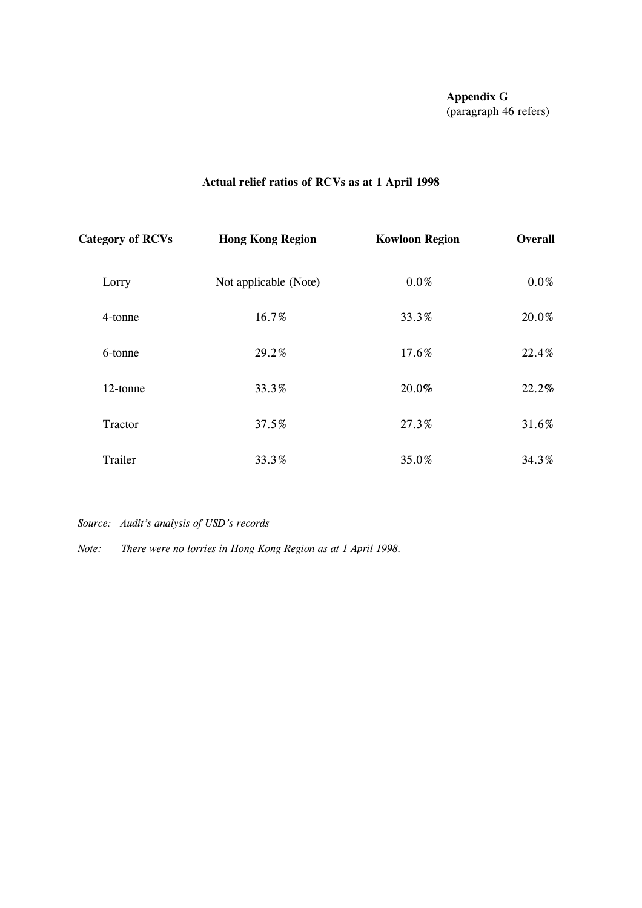**Appendix G**
(paragraph 46 refers)

**Actual relief ratios of RCVs as at 1 April 1998**

| Category of RCVs | Hong Kong Region | Kowloon Region | Overall |
|---|---|---|---|
| Lorry | Not applicable (Note) | 0.0% | 0.0% |
| 4-tonne | 16.7% | 33.3% | 20.0% |
| 6-tonne | 29.2% | 17.6% | 22.4% |
| 12-tonne | 33.3% | 20.0% | 22.2% |
| Tractor | 37.5% | 27.3% | 31.6% |
| Trailer | 33.3% | 35.0% | 34.3% |

*Source: Audit's analysis of USD's records*

*Note: There were no lorries in Hong Kong Region as at 1 April 1998.*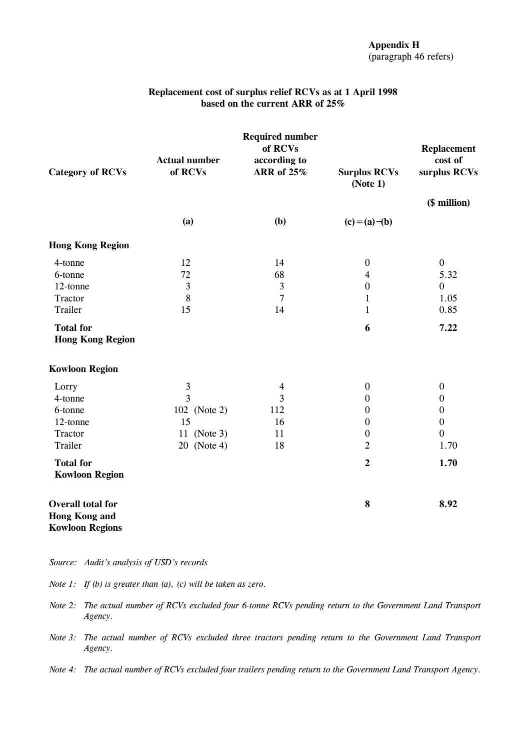**Appendix H**
(paragraph 46 refers)

**Replacement cost of surplus relief RCVs as at 1 April 1998 based on the current ARR of 25%**

| Category of RCVs | Actual number of RCVs | Required number of RCVs according to ARR of 25% | Surplus RCVs (Note 1) | Replacement cost of surplus RCVs |
|---|---|---|---|---|
| | | | | ($ million) |
| | (a) | (b) | (c) = (a) − (b) | |
| **Hong Kong Region** | | | | |
| 4-tonne | 12 | 14 | 0 | 0 |
| 6-tonne | 72 | 68 | 4 | 5.32 |
| 12-tonne | 3 | 3 | 0 | 0 |
| Tractor | 8 | 7 | 1 | 1.05 |
| Trailer | 15 | 14 | 1 | 0.85 |
| **Total for Hong Kong Region** | | | **6** | **7.22** |
| **Kowloon Region** | | | | |
| Lorry | 3 | 4 | 0 | 0 |
| 4-tonne | 3 | 3 | 0 | 0 |
| 6-tonne | 102 (Note 2) | 112 | 0 | 0 |
| 12-tonne | 15 | 16 | 0 | 0 |
| Tractor | 11 (Note 3) | 11 | 0 | 0 |
| Trailer | 20 (Note 4) | 18 | 2 | 1.70 |
| **Total for Kowloon Region** | | | **2** | **1.70** |
| **Overall total for Hong Kong and Kowloon Regions** | | | **8** | **8.92** |

*Source: Audit's analysis of USD's records*

*Note 1: If (b) is greater than (a), (c) will be taken as zero.*

*Note 2: The actual number of RCVs excluded four 6-tonne RCVs pending return to the Government Land Transport Agency.*

*Note 3: The actual number of RCVs excluded three tractors pending return to the Government Land Transport Agency.*

*Note 4: The actual number of RCVs excluded four trailers pending return to the Government Land Transport Agency.*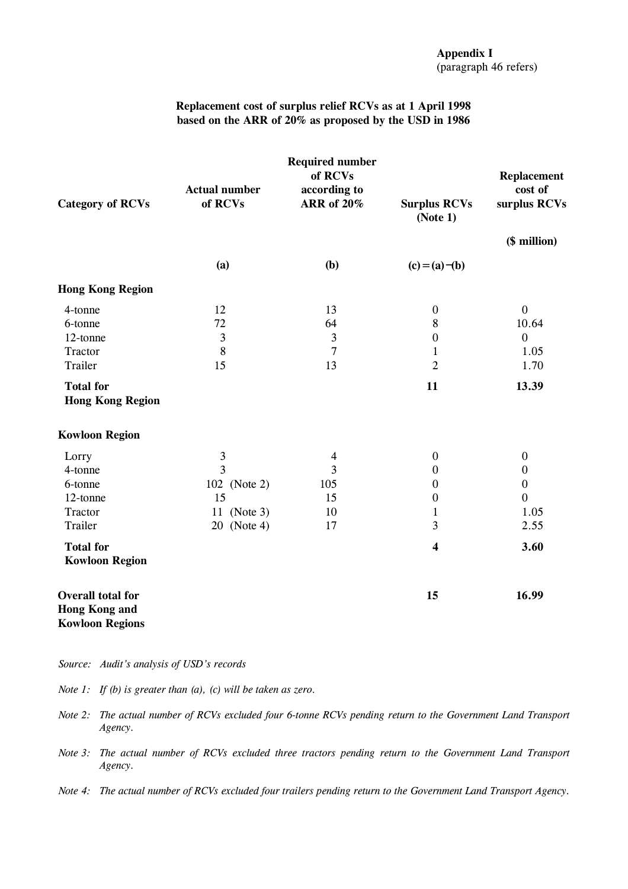**Appendix I**
(paragraph 46 refers)

**Replacement cost of surplus relief RCVs as at 1 April 1998 based on the ARR of 20% as proposed by the USD in 1986**

| Category of RCVs | Actual number of RCVs | Required number of RCVs according to ARR of 20% | Surplus RCVs (Note 1) | Replacement cost of surplus RCVs |
|---|---|---|---|---|
| | | | | ($ million) |
| | (a) | (b) | (c) = (a) − (b) | |
| **Hong Kong Region** | | | | |
| 4-tonne | 12 | 13 | 0 | 0 |
| 6-tonne | 72 | 64 | 8 | 10.64 |
| 12-tonne | 3 | 3 | 0 | 0 |
| Tractor | 8 | 7 | 1 | 1.05 |
| Trailer | 15 | 13 | 2 | 1.70 |
| **Total for Hong Kong Region** | | | **11** | **13.39** |
| **Kowloon Region** | | | | |
| Lorry | 3 | 4 | 0 | 0 |
| 4-tonne | 3 | 3 | 0 | 0 |
| 6-tonne | 102 (Note 2) | 105 | 0 | 0 |
| 12-tonne | 15 | 15 | 0 | 0 |
| Tractor | 11 (Note 3) | 10 | 1 | 1.05 |
| Trailer | 20 (Note 4) | 17 | 3 | 2.55 |
| **Total for Kowloon Region** | | | **4** | **3.60** |
| **Overall total for Hong Kong and Kowloon Regions** | | | **15** | **16.99** |

*Source: Audit's analysis of USD's records*

*Note 1: If (b) is greater than (a), (c) will be taken as zero.*

*Note 2: The actual number of RCVs excluded four 6-tonne RCVs pending return to the Government Land Transport Agency.*

*Note 3: The actual number of RCVs excluded three tractors pending return to the Government Land Transport Agency.*

*Note 4: The actual number of RCVs excluded four trailers pending return to the Government Land Transport Agency.*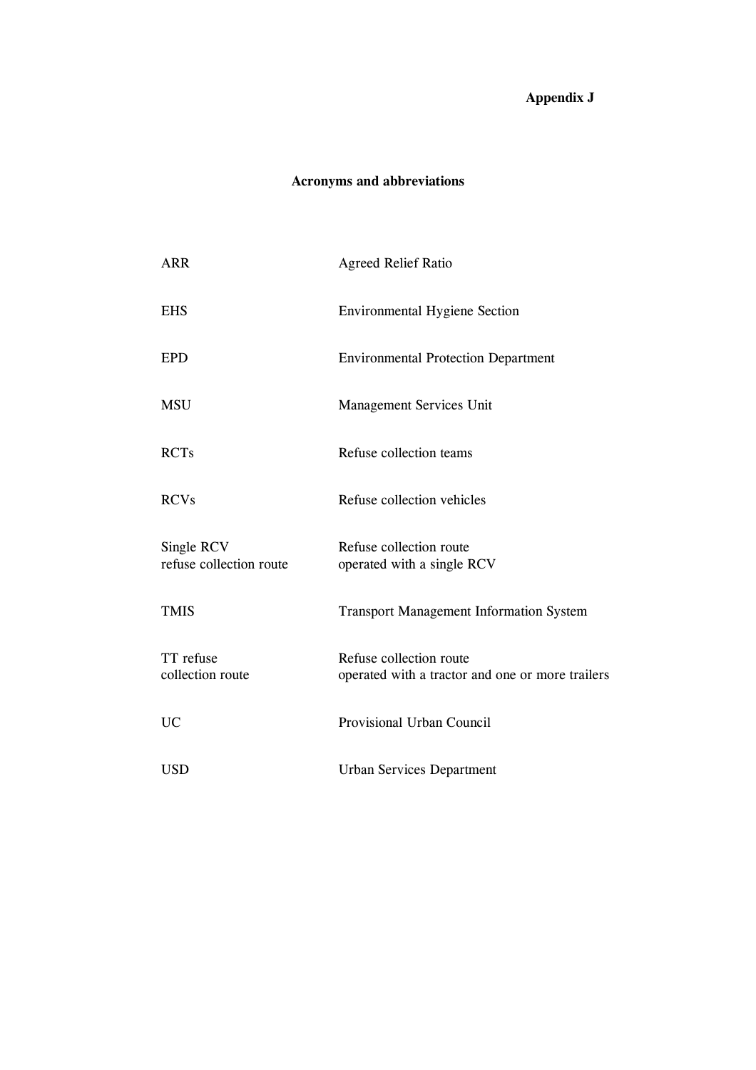**Appendix J**

## Acronyms and abbreviations

| | |
|---|---|
| ARR | Agreed Relief Ratio |
| EHS | Environmental Hygiene Section |
| EPD | Environmental Protection Department |
| MSU | Management Services Unit |
| RCTs | Refuse collection teams |
| RCVs | Refuse collection vehicles |
| Single RCV refuse collection route | Refuse collection route operated with a single RCV |
| TMIS | Transport Management Information System |
| TT refuse collection route | Refuse collection route operated with a tractor and one or more trailers |
| UC | Provisional Urban Council |
| USD | Urban Services Department |